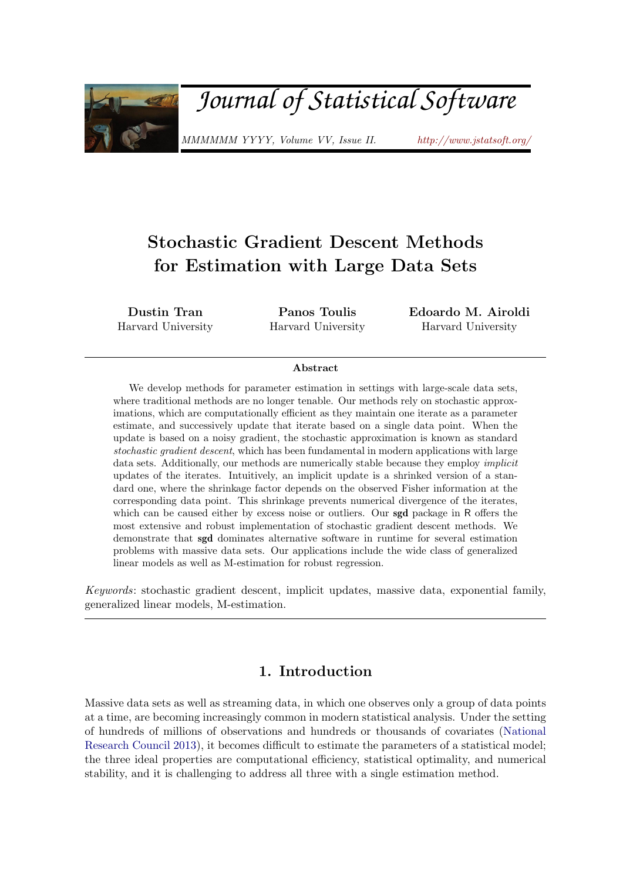# Stochastic Gradient Descent Methods for Estimation with Large Data Sets

**Dustin Tran**
Harvard University

**Panos Toulis**
Harvard University

**Edoardo M. Airoldi**
Harvard University

## Abstract

We develop methods for parameter estimation in settings with large-scale data sets, where traditional methods are no longer tenable. Our methods rely on stochastic approximations, which are computationally efficient as they maintain one iterate as a parameter estimate, and successively update that iterate based on a single data point. When the update is based on a noisy gradient, the stochastic approximation is known as standard *stochastic gradient descent*, which has been fundamental in modern applications with large data sets. Additionally, our methods are numerically stable because they employ *implicit* updates of the iterates. Intuitively, an implicit update is a shrinked version of a standard one, where the shrinkage factor depends on the observed Fisher information at the corresponding data point. This shrinkage prevents numerical divergence of the iterates, which can be caused either by excess noise or outliers. Our **sgd** package in R offers the most extensive and robust implementation of stochastic gradient descent methods. We demonstrate that **sgd** dominates alternative software in runtime for several estimation problems with massive data sets. Our applications include the wide class of generalized linear models as well as M-estimation for robust regression.

*Keywords*: stochastic gradient descent, implicit updates, massive data, exponential family, generalized linear models, M-estimation.

## 1. Introduction

Massive data sets as well as streaming data, in which one observes only a group of data points at a time, are becoming increasingly common in modern statistical analysis. Under the setting of hundreds of millions of observations and hundreds or thousands of covariates (National Research Council 2013), it becomes difficult to estimate the parameters of a statistical model; the three ideal properties are computational efficiency, statistical optimality, and numerical stability, and it is challenging to address all three with a single estimation method.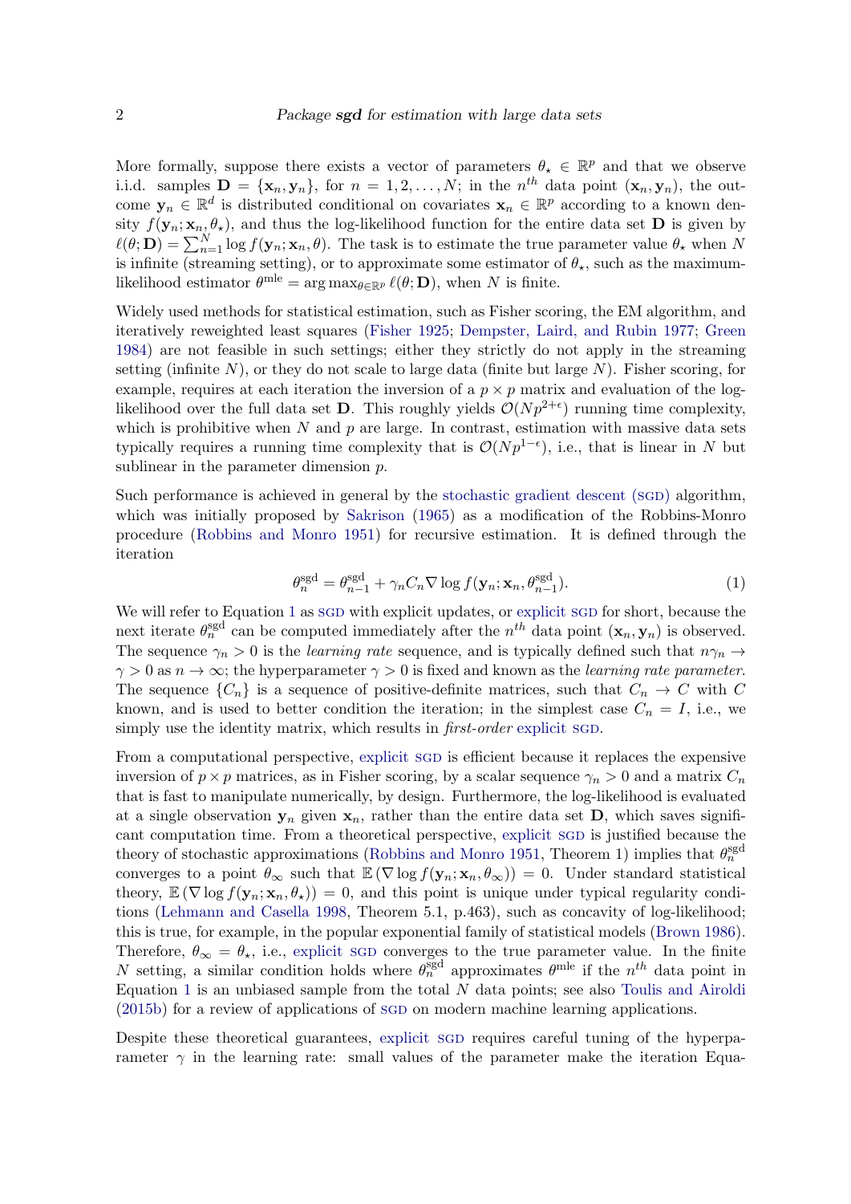More formally, suppose there exists a vector of parameters $\theta_\star \in \mathbb{R}^p$ and that we observe i.i.d. samples $\mathbf{D} = \{\mathbf{x}_n, \mathbf{y}_n\}$, for $n = 1, 2, \ldots, N$; in the $n^{th}$ data point $(\mathbf{x}_n, \mathbf{y}_n)$, the outcome $\mathbf{y}_n \in \mathbb{R}^d$ is distributed conditional on covariates $\mathbf{x}_n \in \mathbb{R}^p$ according to a known density $f(\mathbf{y}_n; \mathbf{x}_n, \theta_\star)$, and thus the log-likelihood function for the entire data set $\mathbf{D}$ is given by $\ell(\theta; \mathbf{D}) = \sum_{n=1}^N \log f(\mathbf{y}_n; \mathbf{x}_n, \theta)$. The task is to estimate the true parameter value $\theta_\star$ when $N$ is infinite (streaming setting), or to approximate some estimator of $\theta_\star$, such as the maximum-likelihood estimator $\theta^{\text{mle}} = \arg\max_{\theta \in \mathbb{R}^p} \ell(\theta; \mathbf{D})$, when $N$ is finite.

Widely used methods for statistical estimation, such as Fisher scoring, the EM algorithm, and iteratively reweighted least squares (Fisher 1925; Dempster, Laird, and Rubin 1977; Green 1984) are not feasible in such settings; either they strictly do not apply in the streaming setting (infinite $N$), or they do not scale to large data (finite but large $N$). Fisher scoring, for example, requires at each iteration the inversion of a $p \times p$ matrix and evaluation of the log-likelihood over the full data set $\mathbf{D}$. This roughly yields $\mathcal{O}(Np^{2+\epsilon})$ running time complexity, which is prohibitive when $N$ and $p$ are large. In contrast, estimation with massive data sets typically requires a running time complexity that is $\mathcal{O}(Np^{1-\epsilon})$, i.e., that is linear in $N$ but sublinear in the parameter dimension $p$.

Such performance is achieved in general by the stochastic gradient descent (SGD) algorithm, which was initially proposed by Sakrison (1965) as a modification of the Robbins-Monro procedure (Robbins and Monro 1951) for recursive estimation. It is defined through the iteration

$$\theta_n^{\text{sgd}} = \theta_{n-1}^{\text{sgd}} + \gamma_n C_n \nabla \log f(\mathbf{y}_n; \mathbf{x}_n, \theta_{n-1}^{\text{sgd}}). \tag{1}$$

We will refer to Equation 1 as SGD with explicit updates, or explicit SGD for short, because the next iterate $\theta_n^{\text{sgd}}$ can be computed immediately after the $n^{th}$ data point $(\mathbf{x}_n, \mathbf{y}_n)$ is observed. The sequence $\gamma_n > 0$ is the *learning rate* sequence, and is typically defined such that $n\gamma_n \to \gamma > 0$ as $n \to \infty$; the hyperparameter $\gamma > 0$ is fixed and known as the *learning rate parameter*. The sequence $\{C_n\}$ is a sequence of positive-definite matrices, such that $C_n \to C$ with $C$ known, and is used to better condition the iteration; in the simplest case $C_n = I$, i.e., we simply use the identity matrix, which results in *first-order* explicit SGD.

From a computational perspective, explicit SGD is efficient because it replaces the expensive inversion of $p \times p$ matrices, as in Fisher scoring, by a scalar sequence $\gamma_n > 0$ and a matrix $C_n$ that is fast to manipulate numerically, by design. Furthermore, the log-likelihood is evaluated at a single observation $\mathbf{y}_n$ given $\mathbf{x}_n$, rather than the entire data set $\mathbf{D}$, which saves significant computation time. From a theoretical perspective, explicit SGD is justified because the theory of stochastic approximations (Robbins and Monro 1951, Theorem 1) implies that $\theta_n^{\text{sgd}}$ converges to a point $\theta_\infty$ such that $\mathbb{E}(\nabla \log f(\mathbf{y}_n; \mathbf{x}_n, \theta_\infty)) = 0$. Under standard statistical theory, $\mathbb{E}(\nabla \log f(\mathbf{y}_n; \mathbf{x}_n, \theta_\star)) = 0$, and this point is unique under typical regularity conditions (Lehmann and Casella 1998, Theorem 5.1, p.463), such as concavity of log-likelihood; this is true, for example, in the popular exponential family of statistical models (Brown 1986). Therefore, $\theta_\infty = \theta_\star$, i.e., explicit SGD converges to the true parameter value. In the finite $N$ setting, a similar condition holds where $\theta_n^{\text{sgd}}$ approximates $\theta^{\text{mle}}$ if the $n^{th}$ data point in Equation 1 is an unbiased sample from the total $N$ data points; see also Toulis and Airoldi (2015b) for a review of applications of SGD on modern machine learning applications.

Despite these theoretical guarantees, explicit SGD requires careful tuning of the hyperparameter $\gamma$ in the learning rate: small values of the parameter make the iteration Equa-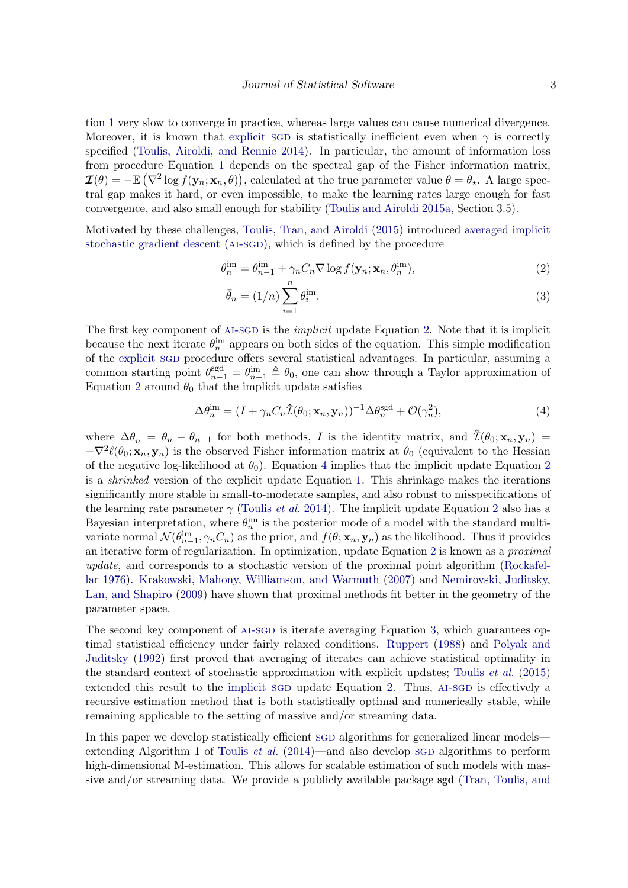tion 1 very slow to converge in practice, whereas large values can cause numerical divergence. Moreover, it is known that explicit SGD is statistically inefficient even when $\gamma$ is correctly specified (Toulis, Airoldi, and Rennie 2014). In particular, the amount of information loss from procedure Equation 1 depends on the spectral gap of the Fisher information matrix, $\boldsymbol{\mathcal{I}}(\theta) = -\mathbb{E}\left(\nabla^2 \log f(\mathbf{y}_n; \mathbf{x}_n, \theta)\right)$, calculated at the true parameter value $\theta = \theta_\star$. A large spectral gap makes it hard, or even impossible, to make the learning rates large enough for fast convergence, and also small enough for stability (Toulis and Airoldi 2015a, Section 3.5).

Motivated by these challenges, Toulis, Tran, and Airoldi (2015) introduced averaged implicit stochastic gradient descent (AI-SGD), which is defined by the procedure

$$\theta_n^{\text{im}} = \theta_{n-1}^{\text{im}} + \gamma_n C_n \nabla \log f(\mathbf{y}_n; \mathbf{x}_n, \theta_n^{\text{im}}), \tag{2}$$

$$\bar{\theta}_n = (1/n) \sum_{i=1}^{n} \theta_i^{\text{im}}. \tag{3}$$

The first key component of AI-SGD is the *implicit* update Equation 2. Note that it is implicit because the next iterate $\theta_n^{\text{im}}$ appears on both sides of the equation. This simple modification of the explicit SGD procedure offers several statistical advantages. In particular, assuming a common starting point $\theta_{n-1}^{\text{sgd}} = \theta_{n-1}^{\text{im}} \triangleq \theta_0$, one can show through a Taylor approximation of Equation 2 around $\theta_0$ that the implicit update satisfies

$$\Delta\theta_n^{\text{im}} = (I + \gamma_n C_n \hat{\mathcal{I}}(\theta_0; \mathbf{x}_n, \mathbf{y}_n))^{-1} \Delta\theta_n^{\text{sgd}} + \mathcal{O}(\gamma_n^2), \tag{4}$$

where $\Delta\theta_n = \theta_n - \theta_{n-1}$ for both methods, $I$ is the identity matrix, and $\hat{\mathcal{I}}(\theta_0; \mathbf{x}_n, \mathbf{y}_n) = -\nabla^2 \ell(\theta_0; \mathbf{x}_n, \mathbf{y}_n)$ is the observed Fisher information matrix at $\theta_0$ (equivalent to the Hessian of the negative log-likelihood at $\theta_0$). Equation 4 implies that the implicit update Equation 2 is a *shrinked* version of the explicit update Equation 1. This shrinkage makes the iterations significantly more stable in small-to-moderate samples, and also robust to misspecifications of the learning rate parameter $\gamma$ (Toulis *et al.* 2014). The implicit update Equation 2 also has a Bayesian interpretation, where $\theta_n^{\text{im}}$ is the posterior mode of a model with the standard multivariate normal $\mathcal{N}(\theta_{n-1}^{\text{im}}, \gamma_n C_n)$ as the prior, and $f(\theta; \mathbf{x}_n, \mathbf{y}_n)$ as the likelihood. Thus it provides an iterative form of regularization. In optimization, update Equation 2 is known as a *proximal update*, and corresponds to a stochastic version of the proximal point algorithm (Rockafellar 1976). Krakowski, Mahony, Williamson, and Warmuth (2007) and Nemirovski, Juditsky, Lan, and Shapiro (2009) have shown that proximal methods fit better in the geometry of the parameter space.

The second key component of AI-SGD is iterate averaging Equation 3, which guarantees optimal statistical efficiency under fairly relaxed conditions. Ruppert (1988) and Polyak and Juditsky (1992) first proved that averaging of iterates can achieve statistical optimality in the standard context of stochastic approximation with explicit updates; Toulis *et al.* (2015) extended this result to the implicit SGD update Equation 2. Thus, AI-SGD is effectively a recursive estimation method that is both statistically optimal and numerically stable, while remaining applicable to the setting of massive and/or streaming data.

In this paper we develop statistically efficient SGD algorithms for generalized linear models—extending Algorithm 1 of Toulis *et al.* (2014)—and also develop SGD algorithms to perform high-dimensional M-estimation. This allows for scalable estimation of such models with massive and/or streaming data. We provide a publicly available package **sgd** (Tran, Toulis, and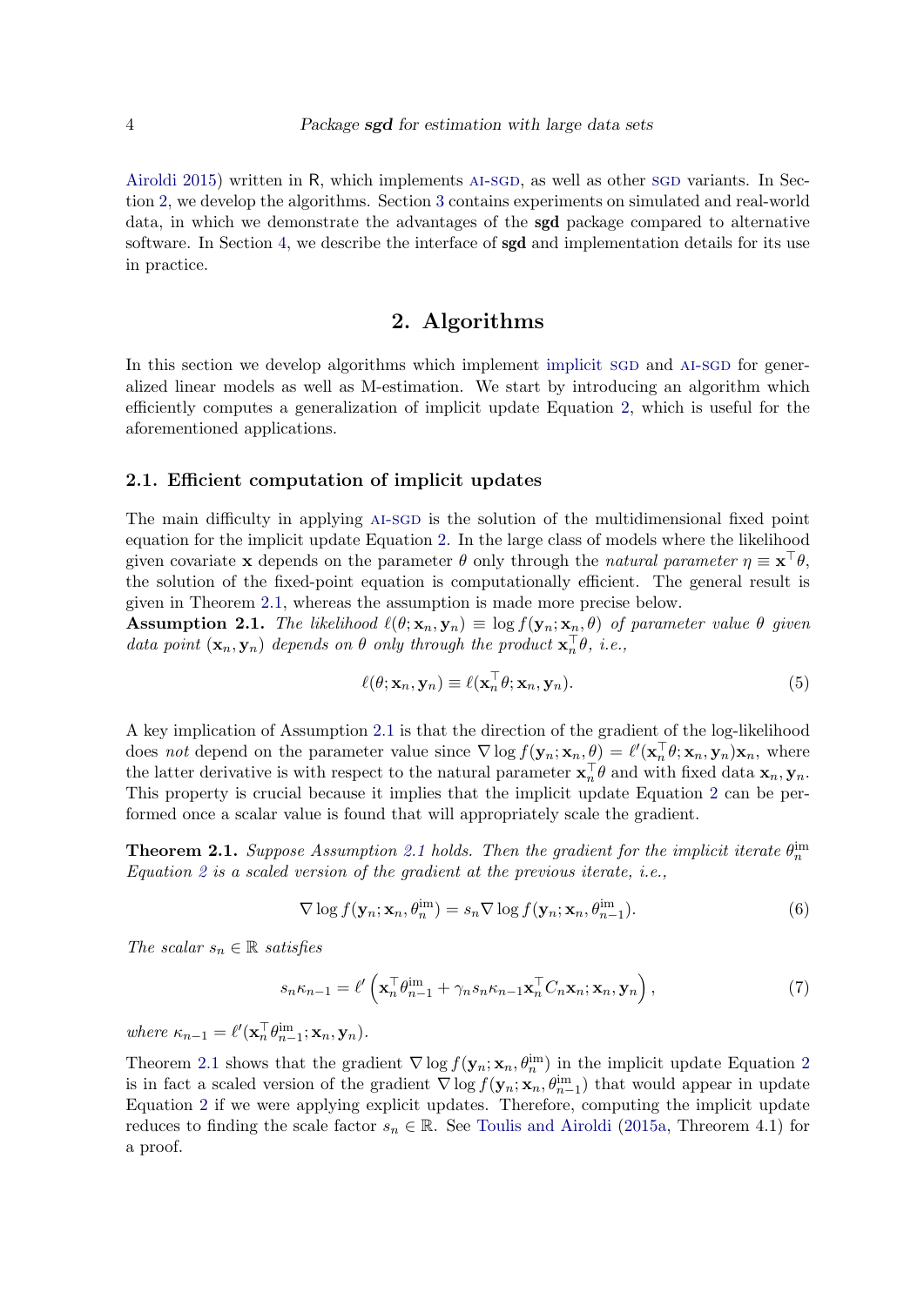Airoldi 2015) written in R, which implements AI-SGD, as well as other SGD variants. In Section 2, we develop the algorithms. Section 3 contains experiments on simulated and real-world data, in which we demonstrate the advantages of the **sgd** package compared to alternative software. In Section 4, we describe the interface of **sgd** and implementation details for its use in practice.

## 2. Algorithms

In this section we develop algorithms which implement implicit SGD and AI-SGD for generalized linear models as well as M-estimation. We start by introducing an algorithm which efficiently computes a generalization of implicit update Equation 2, which is useful for the aforementioned applications.

### 2.1. Efficient computation of implicit updates

The main difficulty in applying AI-SGD is the solution of the multidimensional fixed point equation for the implicit update Equation 2. In the large class of models where the likelihood given covariate $\mathbf{x}$ depends on the parameter $\theta$ only through the *natural parameter* $\eta \equiv \mathbf{x}^\top \theta$, the solution of the fixed-point equation is computationally efficient. The general result is given in Theorem 2.1, whereas the assumption is made more precise below.

**Assumption 2.1.** *The likelihood $\ell(\theta; \mathbf{x}_n, \mathbf{y}_n) \equiv \log f(\mathbf{y}_n; \mathbf{x}_n, \theta)$ of parameter value $\theta$ given data point $(\mathbf{x}_n, \mathbf{y}_n)$ depends on $\theta$ only through the product $\mathbf{x}_n^\top \theta$, i.e.,*

$$\ell(\theta; \mathbf{x}_n, \mathbf{y}_n) \equiv \ell(\mathbf{x}_n^\top \theta; \mathbf{x}_n, \mathbf{y}_n). \tag{5}$$

A key implication of Assumption 2.1 is that the direction of the gradient of the log-likelihood does *not* depend on the parameter value since $\nabla \log f(\mathbf{y}_n; \mathbf{x}_n, \theta) = \ell'(\mathbf{x}_n^\top \theta; \mathbf{x}_n, \mathbf{y}_n)\mathbf{x}_n$, where the latter derivative is with respect to the natural parameter $\mathbf{x}_n^\top \theta$ and with fixed data $\mathbf{x}_n, \mathbf{y}_n$. This property is crucial because it implies that the implicit update Equation 2 can be performed once a scalar value is found that will appropriately scale the gradient.

**Theorem 2.1.** *Suppose Assumption 2.1 holds. Then the gradient for the implicit iterate $\theta_n^{\text{im}}$ Equation 2 is a scaled version of the gradient at the previous iterate, i.e.,*

$$\nabla \log f(\mathbf{y}_n; \mathbf{x}_n, \theta_n^{\text{im}}) = s_n \nabla \log f(\mathbf{y}_n; \mathbf{x}_n, \theta_{n-1}^{\text{im}}). \tag{6}$$

*The scalar $s_n \in \mathbb{R}$ satisfies*

$$s_n \kappa_{n-1} = \ell' \left( \mathbf{x}_n^\top \theta_{n-1}^{\text{im}} + \gamma_n s_n \kappa_{n-1} \mathbf{x}_n^\top C_n \mathbf{x}_n; \mathbf{x}_n, \mathbf{y}_n \right), \tag{7}$$

*where $\kappa_{n-1} = \ell'(\mathbf{x}_n^\top \theta_{n-1}^{\text{im}}; \mathbf{x}_n, \mathbf{y}_n)$.*

Theorem 2.1 shows that the gradient $\nabla \log f(\mathbf{y}_n; \mathbf{x}_n, \theta_n^{\text{im}})$ in the implicit update Equation 2 is in fact a scaled version of the gradient $\nabla \log f(\mathbf{y}_n; \mathbf{x}_n, \theta_{n-1}^{\text{im}})$ that would appear in update Equation 2 if we were applying explicit updates. Therefore, computing the implicit update reduces to finding the scale factor $s_n \in \mathbb{R}$. See Toulis and Airoldi (2015a, Threorem 4.1) for a proof.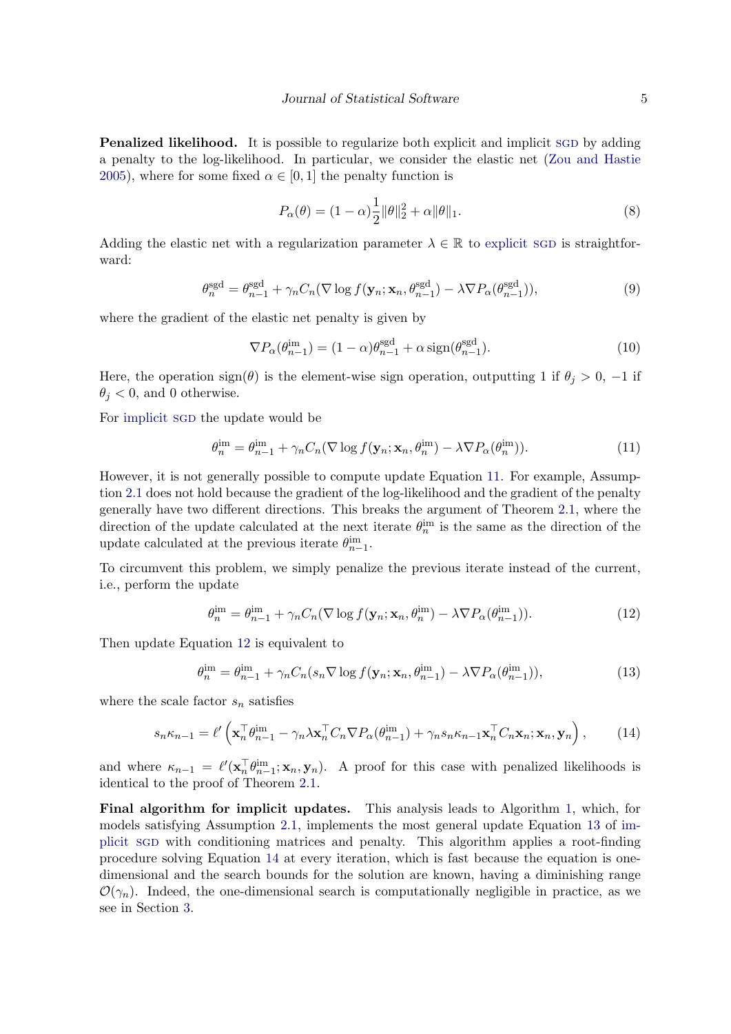**Penalized likelihood.** It is possible to regularize both explicit and implicit SGD by adding a penalty to the log-likelihood. In particular, we consider the elastic net (Zou and Hastie 2005), where for some fixed $\alpha \in [0,1]$ the penalty function is

$$P_\alpha(\theta) = (1-\alpha)\frac{1}{2}\|\theta\|_2^2 + \alpha\|\theta\|_1. \tag{8}$$

Adding the elastic net with a regularization parameter $\lambda \in \mathbb{R}$ to explicit SGD is straightforward:

$$\theta_n^{\text{sgd}} = \theta_{n-1}^{\text{sgd}} + \gamma_n C_n(\nabla \log f(\mathbf{y}_n; \mathbf{x}_n, \theta_{n-1}^{\text{sgd}}) - \lambda \nabla P_\alpha(\theta_{n-1}^{\text{sgd}})), \tag{9}$$

where the gradient of the elastic net penalty is given by

$$\nabla P_\alpha(\theta_{n-1}^{\text{im}}) = (1-\alpha)\theta_{n-1}^{\text{sgd}} + \alpha \operatorname{sign}(\theta_{n-1}^{\text{sgd}}). \tag{10}$$

Here, the operation $\operatorname{sign}(\theta)$ is the element-wise sign operation, outputting 1 if $\theta_j > 0$, $-1$ if $\theta_j < 0$, and 0 otherwise.

For implicit SGD the update would be

$$\theta_n^{\text{im}} = \theta_{n-1}^{\text{im}} + \gamma_n C_n(\nabla \log f(\mathbf{y}_n; \mathbf{x}_n, \theta_n^{\text{im}}) - \lambda \nabla P_\alpha(\theta_n^{\text{im}})). \tag{11}$$

However, it is not generally possible to compute update Equation 11. For example, Assumption 2.1 does not hold because the gradient of the log-likelihood and the gradient of the penalty generally have two different directions. This breaks the argument of Theorem 2.1, where the direction of the update calculated at the next iterate $\theta_n^{\text{im}}$ is the same as the direction of the update calculated at the previous iterate $\theta_{n-1}^{\text{im}}$.

To circumvent this problem, we simply penalize the previous iterate instead of the current, i.e., perform the update

$$\theta_n^{\text{im}} = \theta_{n-1}^{\text{im}} + \gamma_n C_n(\nabla \log f(\mathbf{y}_n; \mathbf{x}_n, \theta_n^{\text{im}}) - \lambda \nabla P_\alpha(\theta_{n-1}^{\text{im}})). \tag{12}$$

Then update Equation 12 is equivalent to

$$\theta_n^{\text{im}} = \theta_{n-1}^{\text{im}} + \gamma_n C_n(s_n \nabla \log f(\mathbf{y}_n; \mathbf{x}_n, \theta_{n-1}^{\text{im}}) - \lambda \nabla P_\alpha(\theta_{n-1}^{\text{im}})), \tag{13}$$

where the scale factor $s_n$ satisfies

$$s_n \kappa_{n-1} = \ell'\left(\mathbf{x}_n^\top \theta_{n-1}^{\text{im}} - \gamma_n \lambda \mathbf{x}_n^\top C_n \nabla P_\alpha(\theta_{n-1}^{\text{im}}) + \gamma_n s_n \kappa_{n-1} \mathbf{x}_n^\top C_n \mathbf{x}_n; \mathbf{x}_n, \mathbf{y}_n\right), \tag{14}$$

and where $\kappa_{n-1} = \ell'(\mathbf{x}_n^\top \theta_{n-1}^{\text{im}}; \mathbf{x}_n, \mathbf{y}_n)$. A proof for this case with penalized likelihoods is identical to the proof of Theorem 2.1.

**Final algorithm for implicit updates.** This analysis leads to Algorithm 1, which, for models satisfying Assumption 2.1, implements the most general update Equation 13 of implicit SGD with conditioning matrices and penalty. This algorithm applies a root-finding procedure solving Equation 14 at every iteration, which is fast because the equation is one-dimensional and the search bounds for the solution are known, having a diminishing range $\mathcal{O}(\gamma_n)$. Indeed, the one-dimensional search is computationally negligible in practice, as we see in Section 3.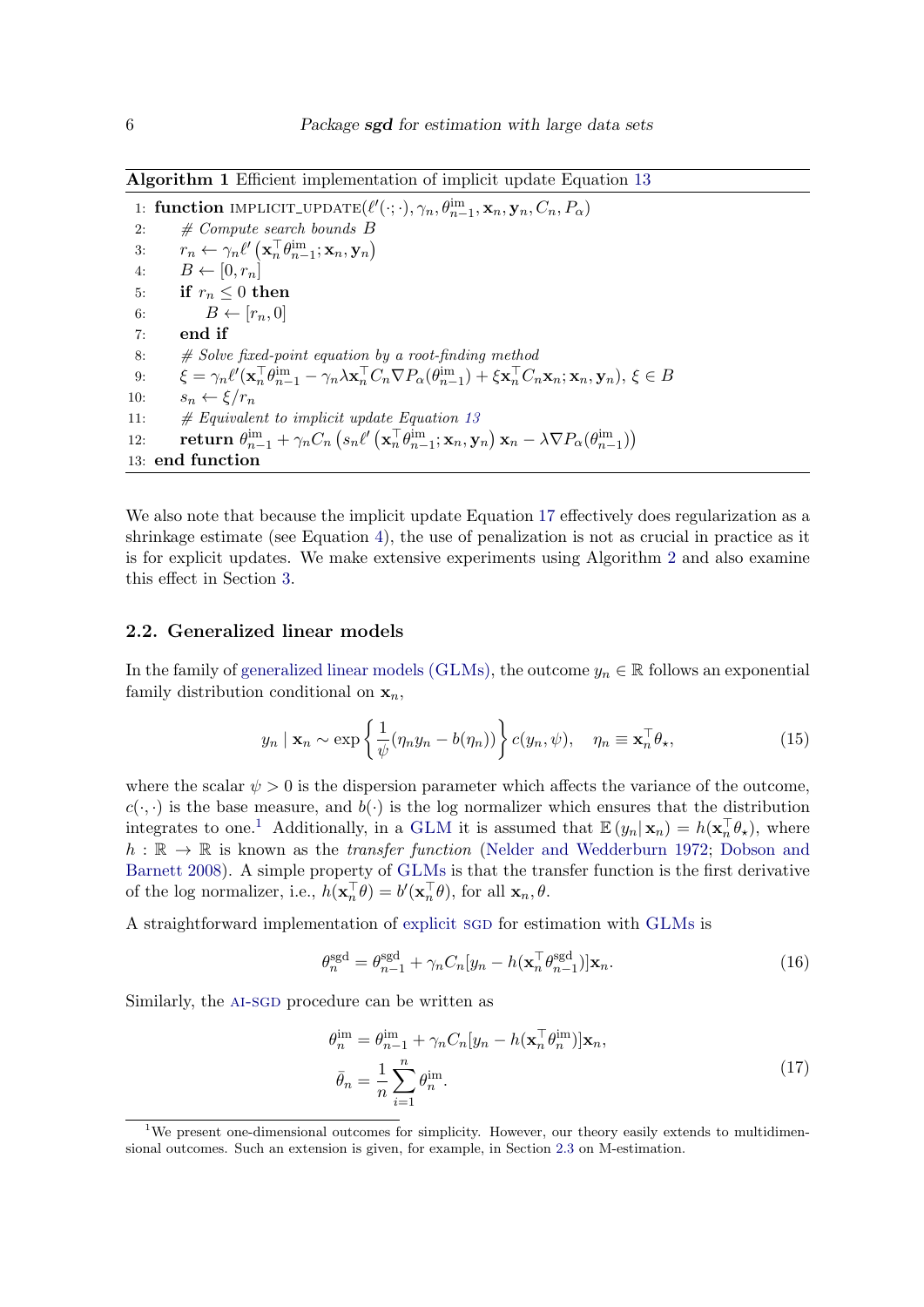**Algorithm 1** Efficient implementation of implicit update Equation 13

```
1: function IMPLICIT_UPDATE(ℓ'(·;·), γ_n, θ^im_{n−1}, x_n, y_n, C_n, P_α)
2:     # Compute search bounds B
3:     r_n ← γ_n ℓ'(x_n^⊤ θ^im_{n−1}; x_n, y_n)
4:     B ← [0, r_n]
5:     if r_n ≤ 0 then
6:         B ← [r_n, 0]
7:     end if
8:     # Solve fixed-point equation by a root-finding method
9:     ξ = γ_n ℓ'(x_n^⊤ θ^im_{n−1} − γ_n λ x_n^⊤ C_n ∇P_α(θ^im_{n−1}) + ξ x_n^⊤ C_n x_n; x_n, y_n), ξ ∈ B
10:    s_n ← ξ / r_n
11:    # Equivalent to implicit update Equation 13
12:    return θ^im_{n−1} + γ_n C_n (s_n ℓ'(x_n^⊤ θ^im_{n−1}; x_n, y_n) x_n − λ ∇P_α(θ^im_{n−1}))
13: end function
```

We also note that because the implicit update Equation 17 effectively does regularization as a shrinkage estimate (see Equation 4), the use of penalization is not as crucial in practice as it is for explicit updates. We make extensive experiments using Algorithm 2 and also examine this effect in Section 3.

### 2.2. Generalized linear models

In the family of generalized linear models (GLMs), the outcome $y_n \in \mathbb{R}$ follows an exponential family distribution conditional on $\mathbf{x}_n$,

$$y_n \mid \mathbf{x}_n \sim \exp\left\{\frac{1}{\psi}(\eta_n y_n - b(\eta_n))\right\} c(y_n, \psi), \quad \eta_n \equiv \mathbf{x}_n^\top \theta_\star, \tag{15}$$

where the scalar $\psi > 0$ is the dispersion parameter which affects the variance of the outcome, $c(\cdot, \cdot)$ is the base measure, and $b(\cdot)$ is the log normalizer which ensures that the distribution integrates to one.[1] Additionally, in a GLM it is assumed that $\mathbb{E}(y_n | \mathbf{x}_n) = h(\mathbf{x}_n^\top \theta_\star)$, where $h : \mathbb{R} \to \mathbb{R}$ is known as the *transfer function* (Nelder and Wedderburn 1972; Dobson and Barnett 2008). A simple property of GLMs is that the transfer function is the first derivative of the log normalizer, i.e., $h(\mathbf{x}_n^\top \theta) = b'(\mathbf{x}_n^\top \theta)$, for all $\mathbf{x}_n, \theta$.

A straightforward implementation of explicit SGD for estimation with GLMs is

$$\theta_n^{\text{sgd}} = \theta_{n-1}^{\text{sgd}} + \gamma_n C_n [y_n - h(\mathbf{x}_n^\top \theta_{n-1}^{\text{sgd}})] \mathbf{x}_n. \tag{16}$$

Similarly, the AI-SGD procedure can be written as

$$\begin{aligned}
\theta_n^{\text{im}} &= \theta_{n-1}^{\text{im}} + \gamma_n C_n [y_n - h(\mathbf{x}_n^\top \theta_n^{\text{im}})] \mathbf{x}_n, \\
\bar{\theta}_n &= \frac{1}{n} \sum_{i=1}^{n} \theta_n^{\text{im}}.
\end{aligned} \tag{17}$$

[1] We present one-dimensional outcomes for simplicity. However, our theory easily extends to multidimensional outcomes. Such an extension is given, for example, in Section 2.3 on M-estimation.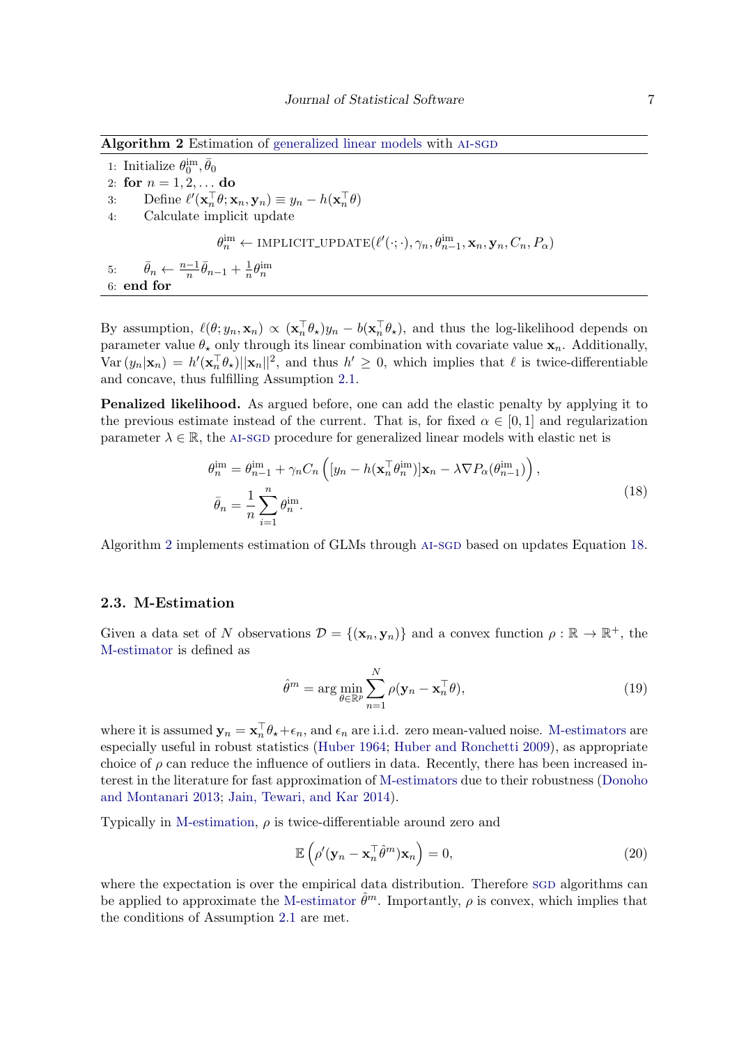**Algorithm 2** Estimation of generalized linear models with AI-SGD

1: Initialize $\theta_0^{\text{im}}, \bar{\theta}_0$
2: **for** $n = 1, 2, \ldots$ **do**
3: Define $\ell'(\mathbf{x}_n^\top \theta; \mathbf{x}_n, \mathbf{y}_n) \equiv y_n - h(\mathbf{x}_n^\top \theta)$
4: Calculate implicit update

$$\theta_n^{\text{im}} \leftarrow \text{IMPLICIT\_UPDATE}(\ell'(\cdot;\cdot), \gamma_n, \theta_{n-1}^{\text{im}}, \mathbf{x}_n, \mathbf{y}_n, C_n, P_\alpha)$$

5: $\bar{\theta}_n \leftarrow \frac{n-1}{n}\bar{\theta}_{n-1} + \frac{1}{n}\theta_n^{\text{im}}$
6: **end for**

By assumption, $\ell(\theta; y_n, \mathbf{x}_n) \propto (\mathbf{x}_n^\top \theta_\star) y_n - b(\mathbf{x}_n^\top \theta_\star)$, and thus the log-likelihood depends on parameter value $\theta_\star$ only through its linear combination with covariate value $\mathbf{x}_n$. Additionally, $\text{Var}\,(y_n|\mathbf{x}_n) = h'(\mathbf{x}_n^\top \theta_\star)||\mathbf{x}_n||^2$, and thus $h' \geq 0$, which implies that $\ell$ is twice-differentiable and concave, thus fulfilling Assumption 2.1.

**Penalized likelihood.** As argued before, one can add the elastic penalty by applying it to the previous estimate instead of the current. That is, for fixed $\alpha \in [0,1]$ and regularization parameter $\lambda \in \mathbb{R}$, the AI-SGD procedure for generalized linear models with elastic net is

$$
\begin{aligned}
\theta_n^{\text{im}} &= \theta_{n-1}^{\text{im}} + \gamma_n C_n \left( [y_n - h(\mathbf{x}_n^\top \theta_n^{\text{im}})]\mathbf{x}_n - \lambda \nabla P_\alpha(\theta_{n-1}^{\text{im}}) \right), \\
\bar{\theta}_n &= \frac{1}{n}\sum_{i=1}^{n} \theta_n^{\text{im}}.
\end{aligned}
\tag{18}
$$

Algorithm 2 implements estimation of GLMs through AI-SGD based on updates Equation 18.

## 2.3. M-Estimation

Given a data set of $N$ observations $\mathcal{D} = \{(\mathbf{x}_n, \mathbf{y}_n)\}$ and a convex function $\rho : \mathbb{R} \to \mathbb{R}^+$, the M-estimator is defined as

$$\hat{\theta}^m = \arg\min_{\theta \in \mathbb{R}^p} \sum_{n=1}^{N} \rho(\mathbf{y}_n - \mathbf{x}_n^\top \theta), \tag{19}$$

where it is assumed $\mathbf{y}_n = \mathbf{x}_n^\top \theta_\star + \epsilon_n$, and $\epsilon_n$ are i.i.d. zero mean-valued noise. M-estimators are especially useful in robust statistics (Huber 1964; Huber and Ronchetti 2009), as appropriate choice of $\rho$ can reduce the influence of outliers in data. Recently, there has been increased interest in the literature for fast approximation of M-estimators due to their robustness (Donoho and Montanari 2013; Jain, Tewari, and Kar 2014).

Typically in M-estimation, $\rho$ is twice-differentiable around zero and

$$\mathbb{E}\left(\rho'(\mathbf{y}_n - \mathbf{x}_n^\top \hat{\theta}^m)\mathbf{x}_n\right) = 0, \tag{20}$$

where the expectation is over the empirical data distribution. Therefore SGD algorithms can be applied to approximate the M-estimator $\hat{\theta}^m$. Importantly, $\rho$ is convex, which implies that the conditions of Assumption 2.1 are met.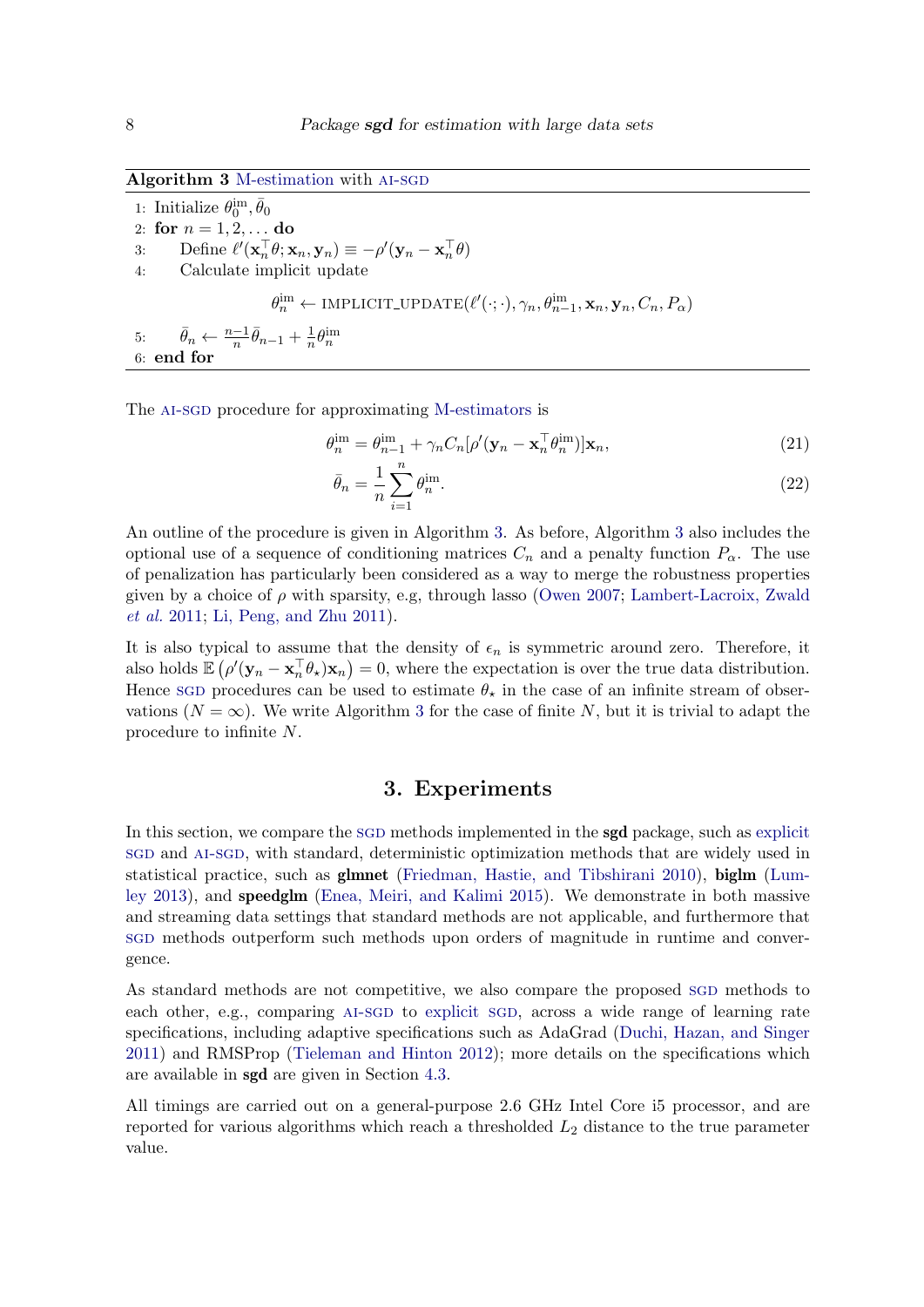**Algorithm 3** M-estimation with AI-SGD

1: Initialize $\theta_0^{\text{im}}, \bar{\theta}_0$
2: **for** $n = 1, 2, \dots$ **do**
3: Define $\ell'(\mathbf{x}_n^\top \theta; \mathbf{x}_n, \mathbf{y}_n) \equiv -\rho'(\mathbf{y}_n - \mathbf{x}_n^\top \theta)$
4: Calculate implicit update

$$\theta_n^{\text{im}} \leftarrow \text{IMPLICIT\_UPDATE}(\ell'(\cdot;\cdot), \gamma_n, \theta_{n-1}^{\text{im}}, \mathbf{x}_n, \mathbf{y}_n, C_n, P_\alpha)$$

5: $\bar{\theta}_n \leftarrow \frac{n-1}{n}\bar{\theta}_{n-1} + \frac{1}{n}\theta_n^{\text{im}}$
6: **end for**

The AI-SGD procedure for approximating M-estimators is

$$\theta_n^{\text{im}} = \theta_{n-1}^{\text{im}} + \gamma_n C_n [\rho'(\mathbf{y}_n - \mathbf{x}_n^\top \theta_n^{\text{im}})]\mathbf{x}_n, \tag{21}$$

$$\bar{\theta}_n = \frac{1}{n}\sum_{i=1}^{n} \theta_n^{\text{im}}. \tag{22}$$

An outline of the procedure is given in Algorithm 3. As before, Algorithm 3 also includes the optional use of a sequence of conditioning matrices $C_n$ and a penalty function $P_\alpha$. The use of penalization has particularly been considered as a way to merge the robustness properties given by a choice of $\rho$ with sparsity, e.g, through lasso (Owen 2007; Lambert-Lacroix, Zwald *et al.* 2011; Li, Peng, and Zhu 2011).

It is also typical to assume that the density of $\epsilon_n$ is symmetric around zero. Therefore, it also holds $\mathbb{E}\left(\rho'(\mathbf{y}_n - \mathbf{x}_n^\top \theta_\star)\mathbf{x}_n\right) = 0$, where the expectation is over the true data distribution. Hence SGD procedures can be used to estimate $\theta_\star$ in the case of an infinite stream of observations ($N = \infty$). We write Algorithm 3 for the case of finite $N$, but it is trivial to adapt the procedure to infinite $N$.

# 3. Experiments

In this section, we compare the SGD methods implemented in the **sgd** package, such as explicit SGD and AI-SGD, with standard, deterministic optimization methods that are widely used in statistical practice, such as **glmnet** (Friedman, Hastie, and Tibshirani 2010), **biglm** (Lumley 2013), and **speedglm** (Enea, Meiri, and Kalimi 2015). We demonstrate in both massive and streaming data settings that standard methods are not applicable, and furthermore that SGD methods outperform such methods upon orders of magnitude in runtime and convergence.

As standard methods are not competitive, we also compare the proposed SGD methods to each other, e.g., comparing AI-SGD to explicit SGD, across a wide range of learning rate specifications, including adaptive specifications such as AdaGrad (Duchi, Hazan, and Singer 2011) and RMSProp (Tieleman and Hinton 2012); more details on the specifications which are available in **sgd** are given in Section 4.3.

All timings are carried out on a general-purpose 2.6 GHz Intel Core i5 processor, and are reported for various algorithms which reach a thresholded $L_2$ distance to the true parameter value.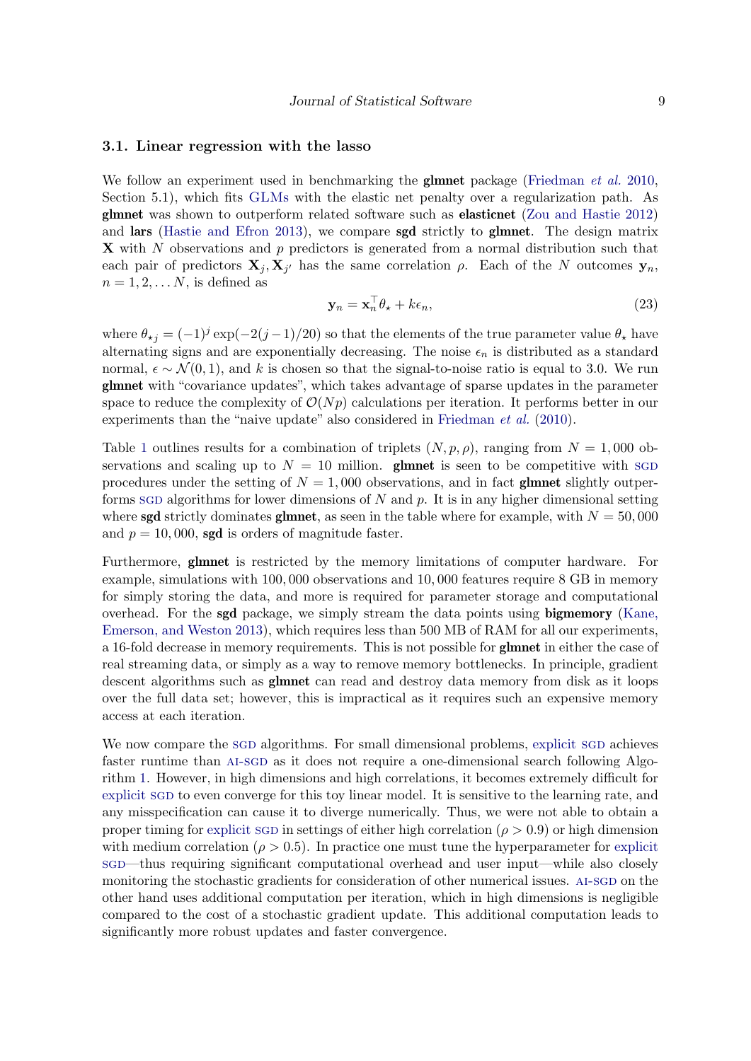### 3.1. Linear regression with the lasso

We follow an experiment used in benchmarking the **glmnet** package (Friedman *et al.* 2010, Section 5.1), which fits GLMs with the elastic net penalty over a regularization path. As **glmnet** was shown to outperform related software such as **elasticnet** (Zou and Hastie 2012) and **lars** (Hastie and Efron 2013), we compare **sgd** strictly to **glmnet**. The design matrix $\mathbf{X}$ with $N$ observations and $p$ predictors is generated from a normal distribution such that each pair of predictors $\mathbf{X}_j, \mathbf{X}_{j'}$ has the same correlation $\rho$. Each of the $N$ outcomes $\mathbf{y}_n$, $n = 1, 2, \ldots N$, is defined as

$$\mathbf{y}_n = \mathbf{x}_n^\top \theta_\star + k\epsilon_n, \tag{23}$$

where $\theta_{\star j} = (-1)^j \exp(-2(j-1)/20)$ so that the elements of the true parameter value $\theta_\star$ have alternating signs and are exponentially decreasing. The noise $\epsilon_n$ is distributed as a standard normal, $\epsilon \sim \mathcal{N}(0, 1)$, and $k$ is chosen so that the signal-to-noise ratio is equal to 3.0. We run **glmnet** with "covariance updates", which takes advantage of sparse updates in the parameter space to reduce the complexity of $\mathcal{O}(Np)$ calculations per iteration. It performs better in our experiments than the "naive update" also considered in Friedman *et al.* (2010).

Table 1 outlines results for a combination of triplets $(N, p, \rho)$, ranging from $N = 1,000$ observations and scaling up to $N = 10$ million. **glmnet** is seen to be competitive with SGD procedures under the setting of $N = 1,000$ observations, and in fact **glmnet** slightly outperforms SGD algorithms for lower dimensions of $N$ and $p$. It is in any higher dimensional setting where **sgd** strictly dominates **glmnet**, as seen in the table where for example, with $N = 50,000$ and $p = 10,000$, **sgd** is orders of magnitude faster.

Furthermore, **glmnet** is restricted by the memory limitations of computer hardware. For example, simulations with 100,000 observations and 10,000 features require 8 GB in memory for simply storing the data, and more is required for parameter storage and computational overhead. For the **sgd** package, we simply stream the data points using **bigmemory** (Kane, Emerson, and Weston 2013), which requires less than 500 MB of RAM for all our experiments, a 16-fold decrease in memory requirements. This is not possible for **glmnet** in either the case of real streaming data, or simply as a way to remove memory bottlenecks. In principle, gradient descent algorithms such as **glmnet** can read and destroy data memory from disk as it loops over the full data set; however, this is impractical as it requires such an expensive memory access at each iteration.

We now compare the SGD algorithms. For small dimensional problems, explicit SGD achieves faster runtime than AI-SGD as it does not require a one-dimensional search following Algorithm 1. However, in high dimensions and high correlations, it becomes extremely difficult for explicit SGD to even converge for this toy linear model. It is sensitive to the learning rate, and any misspecification can cause it to diverge numerically. Thus, we were not able to obtain a proper timing for explicit SGD in settings of either high correlation ($\rho > 0.9$) or high dimension with medium correlation ($\rho > 0.5$). In practice one must tune the hyperparameter for explicit SGD—thus requiring significant computational overhead and user input—while also closely monitoring the stochastic gradients for consideration of other numerical issues. AI-SGD on the other hand uses additional computation per iteration, which in high dimensions is negligible compared to the cost of a stochastic gradient update. This additional computation leads to significantly more robust updates and faster convergence.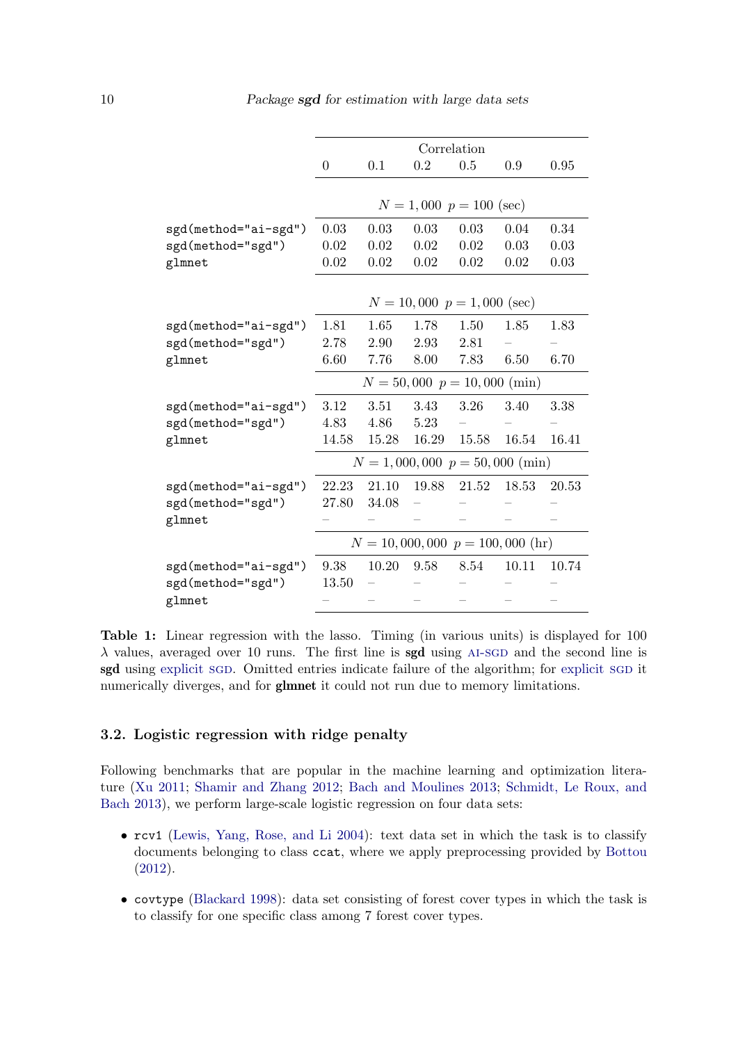| | Correlation | | | | | |
|---|---|---|---|---|---|---|
| | 0 | 0.1 | 0.2 | 0.5 | 0.9 | 0.95 |
| | $N = 1,000$ $p = 100$ (sec) | | | | | |
| `sgd(method="ai-sgd")` | 0.03 | 0.03 | 0.03 | 0.03 | 0.04 | 0.34 |
| `sgd(method="sgd")` | 0.02 | 0.02 | 0.02 | 0.02 | 0.03 | 0.03 |
| `glmnet` | 0.02 | 0.02 | 0.02 | 0.02 | 0.02 | 0.03 |
| | $N = 10,000$ $p = 1,000$ (sec) | | | | | |
| `sgd(method="ai-sgd")` | 1.81 | 1.65 | 1.78 | 1.50 | 1.85 | 1.83 |
| `sgd(method="sgd")` | 2.78 | 2.90 | 2.93 | 2.81 | – | – |
| `glmnet` | 6.60 | 7.76 | 8.00 | 7.83 | 6.50 | 6.70 |
| | $N = 50,000$ $p = 10,000$ (min) | | | | | |
| `sgd(method="ai-sgd")` | 3.12 | 3.51 | 3.43 | 3.26 | 3.40 | 3.38 |
| `sgd(method="sgd")` | 4.83 | 4.86 | 5.23 | – | – | – |
| `glmnet` | 14.58 | 15.28 | 16.29 | 15.58 | 16.54 | 16.41 |
| | $N = 1,000,000$ $p = 50,000$ (min) | | | | | |
| `sgd(method="ai-sgd")` | 22.23 | 21.10 | 19.88 | 21.52 | 18.53 | 20.53 |
| `sgd(method="sgd")` | 27.80 | 34.08 | – | – | – | – |
| `glmnet` | – | – | – | – | – | – |
| | $N = 10,000,000$ $p = 100,000$ (hr) | | | | | |
| `sgd(method="ai-sgd")` | 9.38 | 10.20 | 9.58 | 8.54 | 10.11 | 10.74 |
| `sgd(method="sgd")` | 13.50 | – | – | – | – | – |
| `glmnet` | – | – | – | – | – | – |

**Table 1:** Linear regression with the lasso. Timing (in various units) is displayed for 100 $\lambda$ values, averaged over 10 runs. The first line is **sgd** using AI-SGD and the second line is **sgd** using explicit SGD. Omitted entries indicate failure of the algorithm; for explicit SGD it numerically diverges, and for **glmnet** it could not run due to memory limitations.

### 3.2. Logistic regression with ridge penalty

Following benchmarks that are popular in the machine learning and optimization literature (Xu 2011; Shamir and Zhang 2012; Bach and Moulines 2013; Schmidt, Le Roux, and Bach 2013), we perform large-scale logistic regression on four data sets:

- `rcv1` (Lewis, Yang, Rose, and Li 2004): text data set in which the task is to classify documents belonging to class `ccat`, where we apply preprocessing provided by Bottou (2012).
- `covtype` (Blackard 1998): data set consisting of forest cover types in which the task is to classify for one specific class among 7 forest cover types.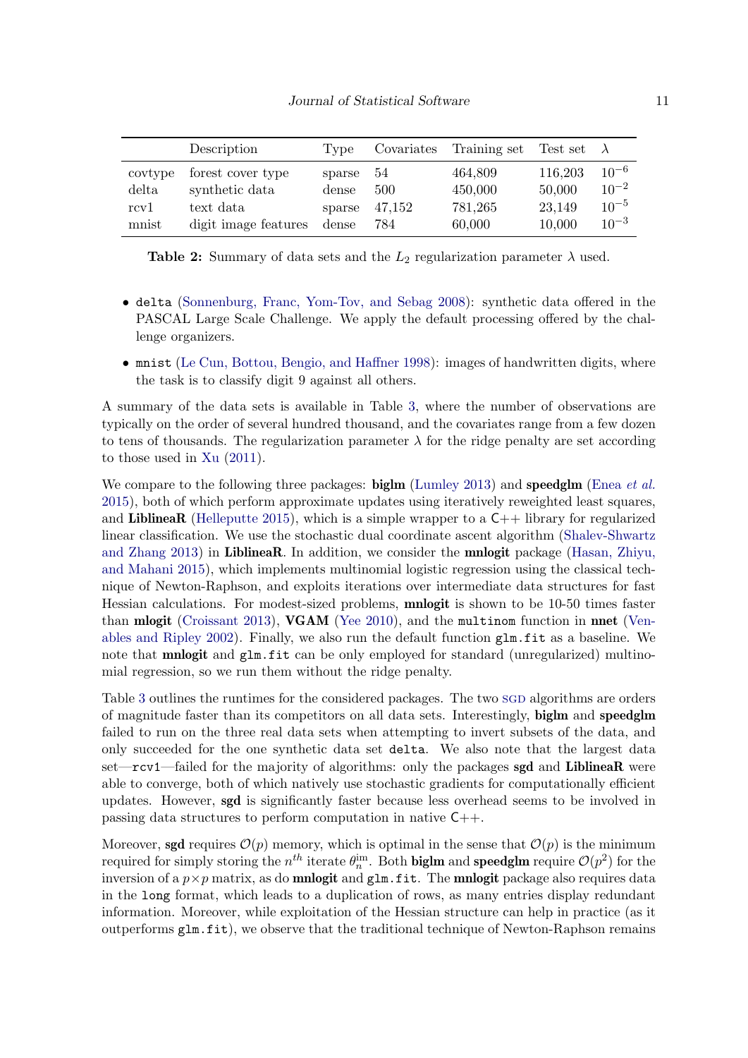| | Description | Type | Covariates | Training set | Test set | $\lambda$ |
|---|---|---|---|---|---|---|
| covtype | forest cover type | sparse | 54 | 464,809 | 116,203 | $10^{-6}$ |
| delta | synthetic data | dense | 500 | 450,000 | 50,000 | $10^{-2}$ |
| rcv1 | text data | sparse | 47,152 | 781,265 | 23,149 | $10^{-5}$ |
| mnist | digit image features | dense | 784 | 60,000 | 10,000 | $10^{-3}$ |

**Table 2:** Summary of data sets and the $L_2$ regularization parameter $\lambda$ used.

- `delta` (Sonnenburg, Franc, Yom-Tov, and Sebag 2008): synthetic data offered in the PASCAL Large Scale Challenge. We apply the default processing offered by the challenge organizers.
- `mnist` (Le Cun, Bottou, Bengio, and Haffner 1998): images of handwritten digits, where the task is to classify digit 9 against all others.

A summary of the data sets is available in Table 3, where the number of observations are typically on the order of several hundred thousand, and the covariates range from a few dozen to tens of thousands. The regularization parameter $\lambda$ for the ridge penalty are set according to those used in Xu (2011).

We compare to the following three packages: **biglm** (Lumley 2013) and **speedglm** (Enea *et al.* 2015), both of which perform approximate updates using iteratively reweighted least squares, and **LiblineaR** (Helleputte 2015), which is a simple wrapper to a C++ library for regularized linear classification. We use the stochastic dual coordinate ascent algorithm (Shalev-Shwartz and Zhang 2013) in **LiblineaR**. In addition, we consider the **mnlogit** package (Hasan, Zhiyu, and Mahani 2015), which implements multinomial logistic regression using the classical technique of Newton-Raphson, and exploits iterations over intermediate data structures for fast Hessian calculations. For modest-sized problems, **mnlogit** is shown to be 10-50 times faster than **mlogit** (Croissant 2013), **VGAM** (Yee 2010), and the `multinom` function in **nnet** (Venables and Ripley 2002). Finally, we also run the default function `glm.fit` as a baseline. We note that **mnlogit** and `glm.fit` can be only employed for standard (unregularized) multinomial regression, so we run them without the ridge penalty.

Table 3 outlines the runtimes for the considered packages. The two SGD algorithms are orders of magnitude faster than its competitors on all data sets. Interestingly, **biglm** and **speedglm** failed to run on the three real data sets when attempting to invert subsets of the data, and only succeeded for the one synthetic data set `delta`. We also note that the largest data set—`rcv1`—failed for the majority of algorithms: only the packages **sgd** and **LiblineaR** were able to converge, both of which natively use stochastic gradients for computationally efficient updates. However, **sgd** is significantly faster because less overhead seems to be involved in passing data structures to perform computation in native C++.

Moreover, **sgd** requires $\mathcal{O}(p)$ memory, which is optimal in the sense that $\mathcal{O}(p)$ is the minimum required for simply storing the $n^{th}$ iterate $\theta_n^{\text{im}}$. Both **biglm** and **speedglm** require $\mathcal{O}(p^2)$ for the inversion of a $p \times p$ matrix, as do **mnlogit** and `glm.fit`. The **mnlogit** package also requires data in the `long` format, which leads to a duplication of rows, as many entries display redundant information. Moreover, while exploitation of the Hessian structure can help in practice (as it outperforms `glm.fit`), we observe that the traditional technique of Newton-Raphson remains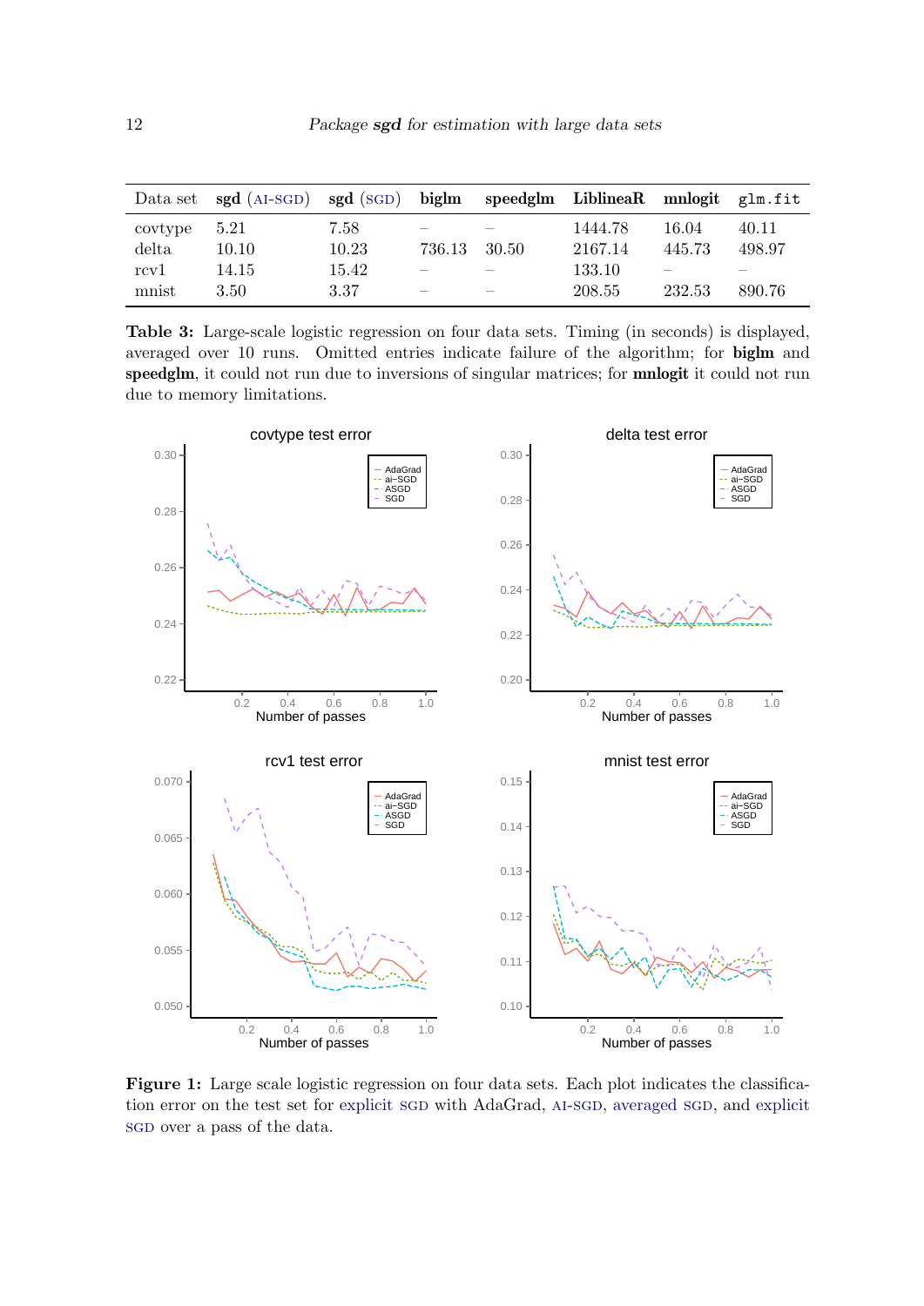| Data set | **sgd** (AI-SGD) | **sgd** (SGD) | **biglm** | **speedglm** | **LiblineaR** | **mnlogit** | `glm.fit` |
|---|---|---|---|---|---|---|---|
| covtype | 5.21 | 7.58 | – | – | 1444.78 | 16.04 | 40.11 |
| delta | 10.10 | 10.23 | 736.13 | 30.50 | 2167.14 | 445.73 | 498.97 |
| rcv1 | 14.15 | 15.42 | – | – | 133.10 | – | – |
| mnist | 3.50 | 3.37 | – | – | 208.55 | 232.53 | 890.76 |

**Table 3:** Large-scale logistic regression on four data sets. Timing (in seconds) is displayed, averaged over 10 runs. Omitted entries indicate failure of the algorithm; for **biglm** and **speedglm**, it could not run due to inversions of singular matrices; for **mnlogit** it could not run due to memory limitations.

**Figure 1:** Large scale logistic regression on four data sets. Each plot indicates the classification error on the test set for explicit SGD with AdaGrad, AI-SGD, averaged SGD, and explicit SGD over a pass of the data.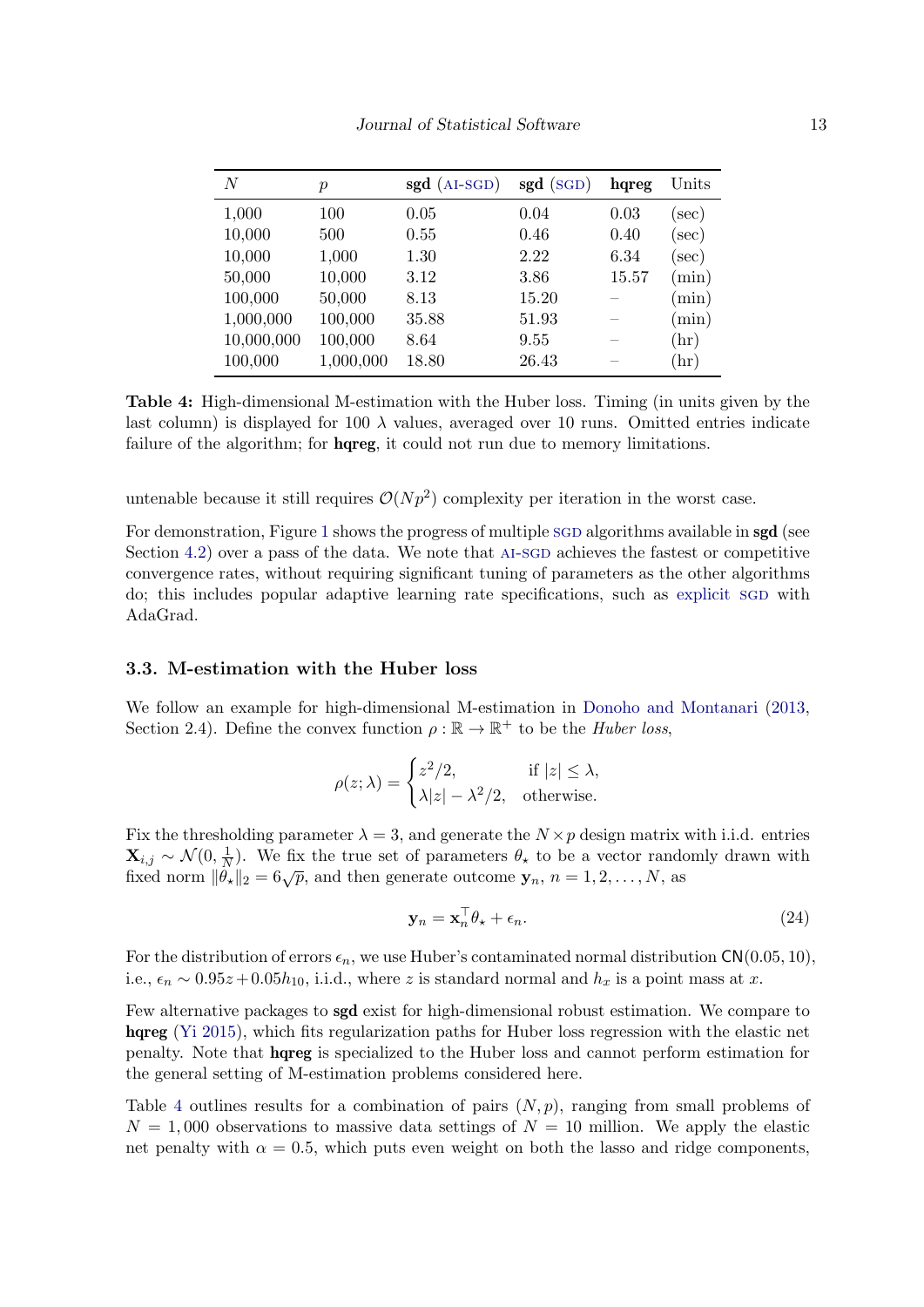| $N$ | $p$ | **sgd** (AI-SGD) | **sgd** (SGD) | **hqreg** | Units |
|---|---|---|---|---|---|
| 1,000 | 100 | 0.05 | 0.04 | 0.03 | (sec) |
| 10,000 | 500 | 0.55 | 0.46 | 0.40 | (sec) |
| 10,000 | 1,000 | 1.30 | 2.22 | 6.34 | (sec) |
| 50,000 | 10,000 | 3.12 | 3.86 | 15.57 | (min) |
| 100,000 | 50,000 | 8.13 | 15.20 | – | (min) |
| 1,000,000 | 100,000 | 35.88 | 51.93 | – | (min) |
| 10,000,000 | 100,000 | 8.64 | 9.55 | – | (hr) |
| 100,000 | 1,000,000 | 18.80 | 26.43 | – | (hr) |

**Table 4:** High-dimensional M-estimation with the Huber loss. Timing (in units given by the last column) is displayed for 100 $\lambda$ values, averaged over 10 runs. Omitted entries indicate failure of the algorithm; for **hqreg**, it could not run due to memory limitations.

untenable because it still requires $\mathcal{O}(Np^2)$ complexity per iteration in the worst case.

For demonstration, Figure 1 shows the progress of multiple SGD algorithms available in **sgd** (see Section 4.2) over a pass of the data. We note that AI-SGD achieves the fastest or competitive convergence rates, without requiring significant tuning of parameters as the other algorithms do; this includes popular adaptive learning rate specifications, such as explicit SGD with AdaGrad.

### 3.3. M-estimation with the Huber loss

We follow an example for high-dimensional M-estimation in Donoho and Montanari (2013, Section 2.4). Define the convex function $\rho : \mathbb{R} \to \mathbb{R}^+$ to be the *Huber loss*,

$$\rho(z; \lambda) = \begin{cases} z^2/2, & \text{if } |z| \leq \lambda, \\ \lambda|z| - \lambda^2/2, & \text{otherwise.} \end{cases}$$

Fix the thresholding parameter $\lambda = 3$, and generate the $N \times p$ design matrix with i.i.d. entries $\mathbf{X}_{i,j} \sim \mathcal{N}(0, \frac{1}{N})$. We fix the true set of parameters $\theta_\star$ to be a vector randomly drawn with fixed norm $\|\theta_\star\|_2 = 6\sqrt{p}$, and then generate outcome $\mathbf{y}_n$, $n = 1, 2, \ldots, N$, as

$$\mathbf{y}_n = \mathbf{x}_n^\top \theta_\star + \epsilon_n. \tag{24}$$

For the distribution of errors $\epsilon_n$, we use Huber's contaminated normal distribution $\mathsf{CN}(0.05, 10)$, i.e., $\epsilon_n \sim 0.95z + 0.05h_{10}$, i.i.d., where $z$ is standard normal and $h_x$ is a point mass at $x$.

Few alternative packages to **sgd** exist for high-dimensional robust estimation. We compare to **hqreg** (Yi 2015), which fits regularization paths for Huber loss regression with the elastic net penalty. Note that **hqreg** is specialized to the Huber loss and cannot perform estimation for the general setting of M-estimation problems considered here.

Table 4 outlines results for a combination of pairs $(N, p)$, ranging from small problems of $N = 1,000$ observations to massive data settings of $N = 10$ million. We apply the elastic net penalty with $\alpha = 0.5$, which puts even weight on both the lasso and ridge components,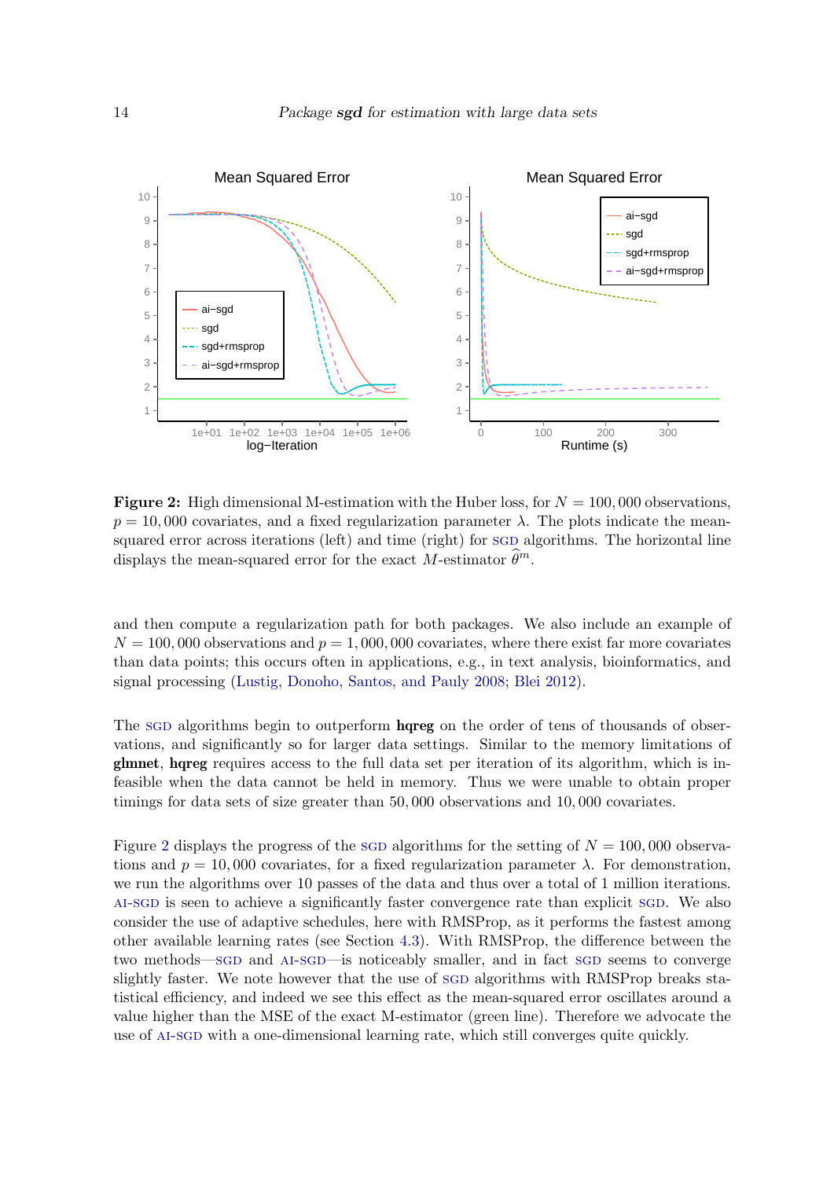**Figure 2:** High dimensional M-estimation with the Huber loss, for $N = 100,000$ observations, $p = 10,000$ covariates, and a fixed regularization parameter $\lambda$. The plots indicate the mean-squared error across iterations (left) and time (right) for SGD algorithms. The horizontal line displays the mean-squared error for the exact $M$-estimator $\widehat{\theta}^m$.

and then compute a regularization path for both packages. We also include an example of $N = 100,000$ observations and $p = 1,000,000$ covariates, where there exist far more covariates than data points; this occurs often in applications, e.g., in text analysis, bioinformatics, and signal processing (Lustig, Donoho, Santos, and Pauly 2008; Blei 2012).

The SGD algorithms begin to outperform **hqreg** on the order of tens of thousands of observations, and significantly so for larger data settings. Similar to the memory limitations of **glmnet**, **hqreg** requires access to the full data set per iteration of its algorithm, which is infeasible when the data cannot be held in memory. Thus we were unable to obtain proper timings for data sets of size greater than 50,000 observations and 10,000 covariates.

Figure 2 displays the progress of the SGD algorithms for the setting of $N = 100,000$ observations and $p = 10,000$ covariates, for a fixed regularization parameter $\lambda$. For demonstration, we run the algorithms over 10 passes of the data and thus over a total of 1 million iterations. AI-SGD is seen to achieve a significantly faster convergence rate than explicit SGD. We also consider the use of adaptive schedules, here with RMSProp, as it performs the fastest among other available learning rates (see Section 4.3). With RMSProp, the difference between the two methods—SGD and AI-SGD—is noticeably smaller, and in fact SGD seems to converge slightly faster. We note however that the use of SGD algorithms with RMSProp breaks statistical efficiency, and indeed we see this effect as the mean-squared error oscillates around a value higher than the MSE of the exact M-estimator (green line). Therefore we advocate the use of AI-SGD with a one-dimensional learning rate, which still converges quite quickly.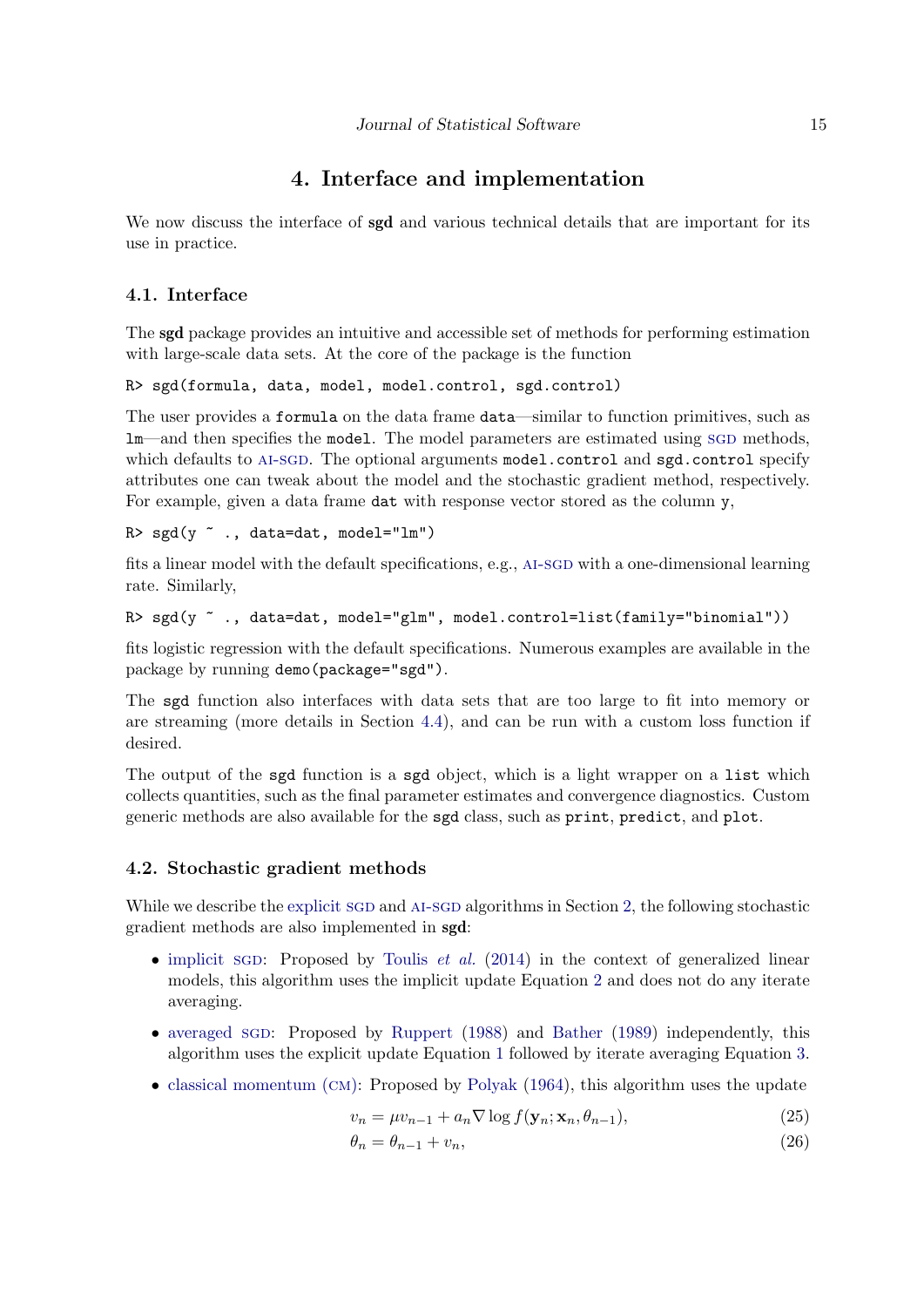# 4. Interface and implementation

We now discuss the interface of **sgd** and various technical details that are important for its use in practice.

## 4.1. Interface

The **sgd** package provides an intuitive and accessible set of methods for performing estimation with large-scale data sets. At the core of the package is the function

```
R> sgd(formula, data, model, model.control, sgd.control)
```

The user provides a `formula` on the data frame `data`—similar to function primitives, such as `lm`—and then specifies the `model`. The model parameters are estimated using SGD methods, which defaults to AI-SGD. The optional arguments `model.control` and `sgd.control` specify attributes one can tweak about the model and the stochastic gradient method, respectively. For example, given a data frame `dat` with response vector stored as the column `y`,

```
R> sgd(y ~ ., data=dat, model="lm")
```

fits a linear model with the default specifications, e.g., AI-SGD with a one-dimensional learning rate. Similarly,

```
R> sgd(y ~ ., data=dat, model="glm", model.control=list(family="binomial"))
```

fits logistic regression with the default specifications. Numerous examples are available in the package by running `demo(package="sgd")`.

The `sgd` function also interfaces with data sets that are too large to fit into memory or are streaming (more details in Section 4.4), and can be run with a custom loss function if desired.

The output of the `sgd` function is a `sgd` object, which is a light wrapper on a `list` which collects quantities, such as the final parameter estimates and convergence diagnostics. Custom generic methods are also available for the `sgd` class, such as `print`, `predict`, and `plot`.

## 4.2. Stochastic gradient methods

While we describe the explicit SGD and AI-SGD algorithms in Section 2, the following stochastic gradient methods are also implemented in **sgd**:

- implicit SGD: Proposed by Toulis *et al.* (2014) in the context of generalized linear models, this algorithm uses the implicit update Equation 2 and does not do any iterate averaging.
- averaged SGD: Proposed by Ruppert (1988) and Bather (1989) independently, this algorithm uses the explicit update Equation 1 followed by iterate averaging Equation 3.
- classical momentum (CM): Proposed by Polyak (1964), this algorithm uses the update

$$v_n = \mu v_{n-1} + a_n \nabla \log f(\mathbf{y}_n; \mathbf{x}_n, \theta_{n-1}), \tag{25}$$

$$\theta_n = \theta_{n-1} + v_n, \tag{26}$$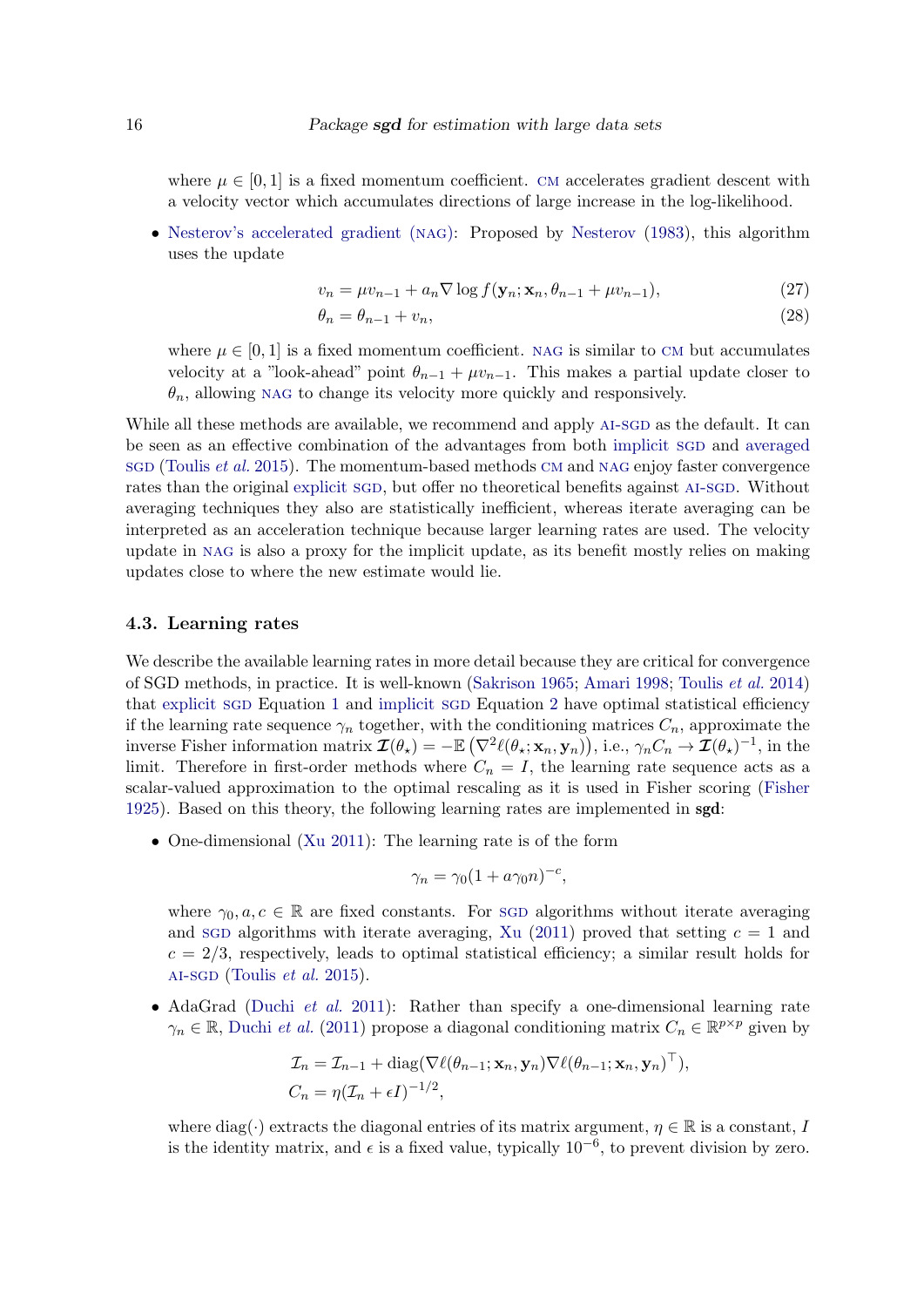where $\mu \in [0,1]$ is a fixed momentum coefficient. CM accelerates gradient descent with a velocity vector which accumulates directions of large increase in the log-likelihood.

- Nesterov's accelerated gradient (NAG): Proposed by Nesterov (1983), this algorithm uses the update

$$v_n = \mu v_{n-1} + a_n \nabla \log f(\mathbf{y}_n; \mathbf{x}_n, \theta_{n-1} + \mu v_{n-1}), \tag{27}$$

$$\theta_n = \theta_{n-1} + v_n, \tag{28}$$

where $\mu \in [0,1]$ is a fixed momentum coefficient. NAG is similar to CM but accumulates velocity at a "look-ahead" point $\theta_{n-1} + \mu v_{n-1}$. This makes a partial update closer to $\theta_n$, allowing NAG to change its velocity more quickly and responsively.

While all these methods are available, we recommend and apply AI-SGD as the default. It can be seen as an effective combination of the advantages from both implicit SGD and averaged SGD (Toulis *et al.* 2015). The momentum-based methods CM and NAG enjoy faster convergence rates than the original explicit SGD, but offer no theoretical benefits against AI-SGD. Without averaging techniques they also are statistically inefficient, whereas iterate averaging can be interpreted as an acceleration technique because larger learning rates are used. The velocity update in NAG is also a proxy for the implicit update, as its benefit mostly relies on making updates close to where the new estimate would lie.

### 4.3. Learning rates

We describe the available learning rates in more detail because they are critical for convergence of SGD methods, in practice. It is well-known (Sakrison 1965; Amari 1998; Toulis *et al.* 2014) that explicit SGD Equation 1 and implicit SGD Equation 2 have optimal statistical efficiency if the learning rate sequence $\gamma_n$ together, with the conditioning matrices $C_n$, approximate the inverse Fisher information matrix $\boldsymbol{\mathcal{I}}(\theta_\star) = -\mathbb{E}\left(\nabla^2 \ell(\theta_\star; \mathbf{x}_n, \mathbf{y}_n)\right)$, i.e., $\gamma_n C_n \to \boldsymbol{\mathcal{I}}(\theta_\star)^{-1}$, in the limit. Therefore in first-order methods where $C_n = I$, the learning rate sequence acts as a scalar-valued approximation to the optimal rescaling as it is used in Fisher scoring (Fisher 1925). Based on this theory, the following learning rates are implemented in **sgd**:

- One-dimensional (Xu 2011): The learning rate is of the form

$$\gamma_n = \gamma_0 (1 + a\gamma_0 n)^{-c},$$

where $\gamma_0, a, c \in \mathbb{R}$ are fixed constants. For SGD algorithms without iterate averaging and SGD algorithms with iterate averaging, Xu (2011) proved that setting $c = 1$ and $c = 2/3$, respectively, leads to optimal statistical efficiency; a similar result holds for AI-SGD (Toulis *et al.* 2015).

- AdaGrad (Duchi *et al.* 2011): Rather than specify a one-dimensional learning rate $\gamma_n \in \mathbb{R}$, Duchi *et al.* (2011) propose a diagonal conditioning matrix $C_n \in \mathbb{R}^{p \times p}$ given by

$$\mathcal{I}_n = \mathcal{I}_{n-1} + \text{diag}(\nabla \ell(\theta_{n-1}; \mathbf{x}_n, \mathbf{y}_n) \nabla \ell(\theta_{n-1}; \mathbf{x}_n, \mathbf{y}_n)^\top),$$

$$C_n = \eta(\mathcal{I}_n + \epsilon I)^{-1/2},$$

where $\text{diag}(\cdot)$ extracts the diagonal entries of its matrix argument, $\eta \in \mathbb{R}$ is a constant, $I$ is the identity matrix, and $\epsilon$ is a fixed value, typically $10^{-6}$, to prevent division by zero.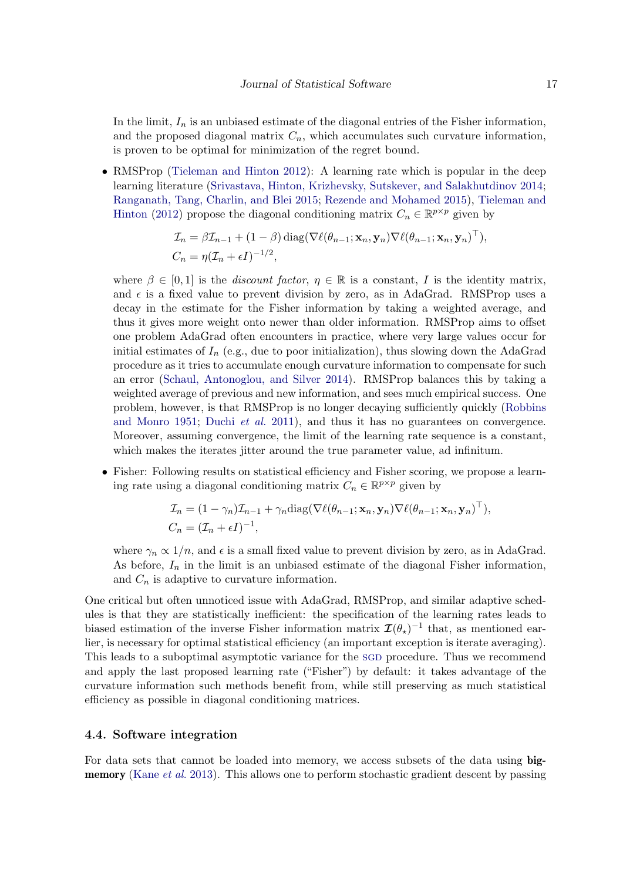In the limit, $I_n$ is an unbiased estimate of the diagonal entries of the Fisher information, and the proposed diagonal matrix $C_n$, which accumulates such curvature information, is proven to be optimal for minimization of the regret bound.

- RMSProp (Tieleman and Hinton 2012): A learning rate which is popular in the deep learning literature (Srivastava, Hinton, Krizhevsky, Sutskever, and Salakhutdinov 2014; Ranganath, Tang, Charlin, and Blei 2015; Rezende and Mohamed 2015), Tieleman and Hinton (2012) propose the diagonal conditioning matrix $C_n \in \mathbb{R}^{p \times p}$ given by

$$\mathcal{I}_n = \beta \mathcal{I}_{n-1} + (1-\beta)\,\mathrm{diag}(\nabla \ell(\theta_{n-1}; \mathbf{x}_n, \mathbf{y}_n) \nabla \ell(\theta_{n-1}; \mathbf{x}_n, \mathbf{y}_n)^\top),$$
$$C_n = \eta(\mathcal{I}_n + \epsilon I)^{-1/2},$$

  where $\beta \in [0, 1]$ is the *discount factor*, $\eta \in \mathbb{R}$ is a constant, $I$ is the identity matrix, and $\epsilon$ is a fixed value to prevent division by zero, as in AdaGrad. RMSProp uses a decay in the estimate for the Fisher information by taking a weighted average, and thus it gives more weight onto newer than older information. RMSProp aims to offset one problem AdaGrad often encounters in practice, where very large values occur for initial estimates of $I_n$ (e.g., due to poor initialization), thus slowing down the AdaGrad procedure as it tries to accumulate enough curvature information to compensate for such an error (Schaul, Antonoglou, and Silver 2014). RMSProp balances this by taking a weighted average of previous and new information, and sees much empirical success. One problem, however, is that RMSProp is no longer decaying sufficiently quickly (Robbins and Monro 1951; Duchi *et al.* 2011), and thus it has no guarantees on convergence. Moreover, assuming convergence, the limit of the learning rate sequence is a constant, which makes the iterates jitter around the true parameter value, ad infinitum.

- Fisher: Following results on statistical efficiency and Fisher scoring, we propose a learning rate using a diagonal conditioning matrix $C_n \in \mathbb{R}^{p \times p}$ given by

$$\mathcal{I}_n = (1-\gamma_n)\mathcal{I}_{n-1} + \gamma_n \mathrm{diag}(\nabla \ell(\theta_{n-1}; \mathbf{x}_n, \mathbf{y}_n) \nabla \ell(\theta_{n-1}; \mathbf{x}_n, \mathbf{y}_n)^\top),$$
$$C_n = (\mathcal{I}_n + \epsilon I)^{-1},$$

  where $\gamma_n \propto 1/n$, and $\epsilon$ is a small fixed value to prevent division by zero, as in AdaGrad. As before, $I_n$ in the limit is an unbiased estimate of the diagonal Fisher information, and $C_n$ is adaptive to curvature information.

One critical but often unnoticed issue with AdaGrad, RMSProp, and similar adaptive schedules is that they are statistically inefficient: the specification of the learning rates leads to biased estimation of the inverse Fisher information matrix $\boldsymbol{\mathcal{I}}(\theta_\star)^{-1}$ that, as mentioned earlier, is necessary for optimal statistical efficiency (an important exception is iterate averaging). This leads to a suboptimal asymptotic variance for the SGD procedure. Thus we recommend and apply the last proposed learning rate ("Fisher") by default: it takes advantage of the curvature information such methods benefit from, while still preserving as much statistical efficiency as possible in diagonal conditioning matrices.

### 4.4. Software integration

For data sets that cannot be loaded into memory, we access subsets of the data using **bigmemory** (Kane *et al.* 2013). This allows one to perform stochastic gradient descent by passing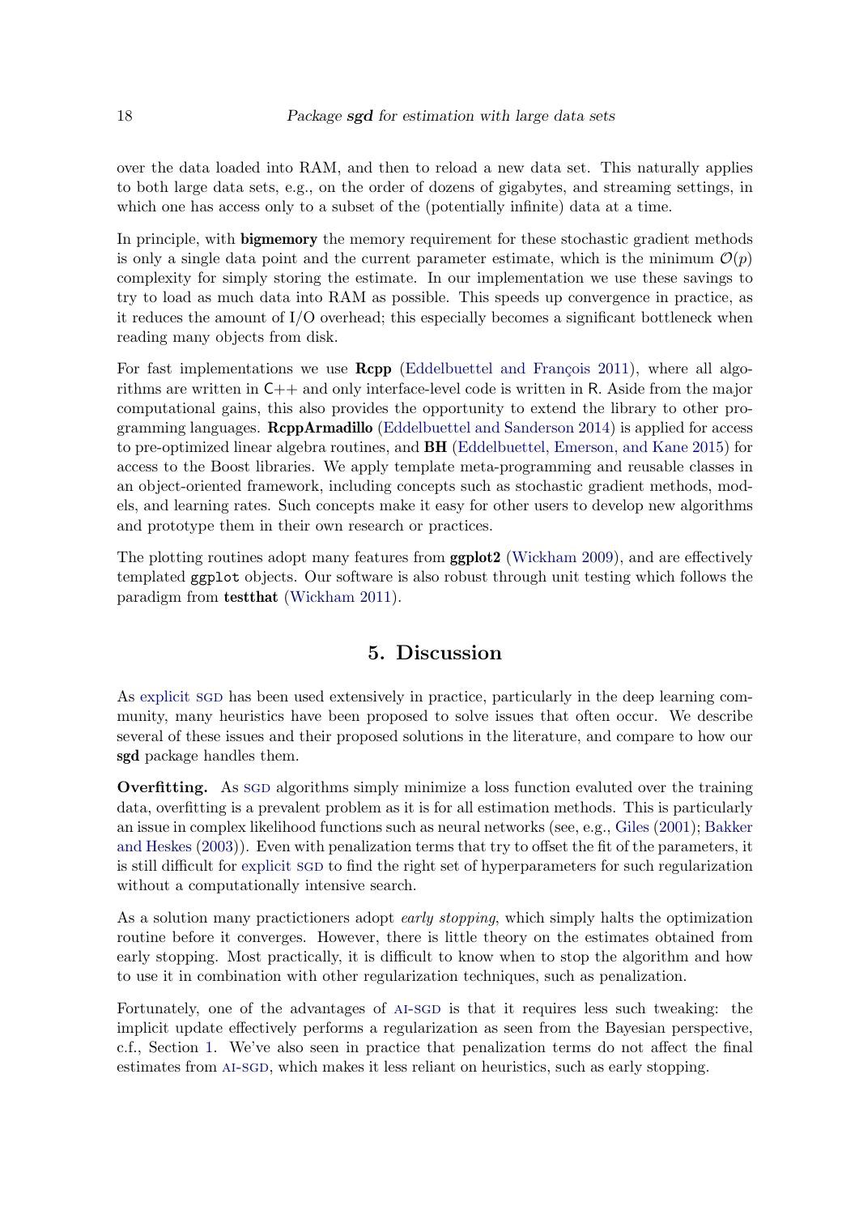over the data loaded into RAM, and then to reload a new data set. This naturally applies to both large data sets, e.g., on the order of dozens of gigabytes, and streaming settings, in which one has access only to a subset of the (potentially infinite) data at a time.

In principle, with **bigmemory** the memory requirement for these stochastic gradient methods is only a single data point and the current parameter estimate, which is the minimum $\mathcal{O}(p)$ complexity for simply storing the estimate. In our implementation we use these savings to try to load as much data into RAM as possible. This speeds up convergence in practice, as it reduces the amount of I/O overhead; this especially becomes a significant bottleneck when reading many objects from disk.

For fast implementations we use **Rcpp** (Eddelbuettel and François 2011), where all algorithms are written in C++ and only interface-level code is written in R. Aside from the major computational gains, this also provides the opportunity to extend the library to other programming languages. **RcppArmadillo** (Eddelbuettel and Sanderson 2014) is applied for access to pre-optimized linear algebra routines, and **BH** (Eddelbuettel, Emerson, and Kane 2015) for access to the Boost libraries. We apply template meta-programming and reusable classes in an object-oriented framework, including concepts such as stochastic gradient methods, models, and learning rates. Such concepts make it easy for other users to develop new algorithms and prototype them in their own research or practices.

The plotting routines adopt many features from **ggplot2** (Wickham 2009), and are effectively templated `ggplot` objects. Our software is also robust through unit testing which follows the paradigm from **testthat** (Wickham 2011).

# 5. Discussion

As explicit SGD has been used extensively in practice, particularly in the deep learning community, many heuristics have been proposed to solve issues that often occur. We describe several of these issues and their proposed solutions in the literature, and compare to how our **sgd** package handles them.

**Overfitting.** As SGD algorithms simply minimize a loss function evaluted over the training data, overfitting is a prevalent problem as it is for all estimation methods. This is particularly an issue in complex likelihood functions such as neural networks (see, e.g., Giles (2001); Bakker and Heskes (2003)). Even with penalization terms that try to offset the fit of the parameters, it is still difficult for explicit SGD to find the right set of hyperparameters for such regularization without a computationally intensive search.

As a solution many practictioners adopt *early stopping*, which simply halts the optimization routine before it converges. However, there is little theory on the estimates obtained from early stopping. Most practically, it is difficult to know when to stop the algorithm and how to use it in combination with other regularization techniques, such as penalization.

Fortunately, one of the advantages of AI-SGD is that it requires less such tweaking: the implicit update effectively performs a regularization as seen from the Bayesian perspective, c.f., Section 1. We've also seen in practice that penalization terms do not affect the final estimates from AI-SGD, which makes it less reliant on heuristics, such as early stopping.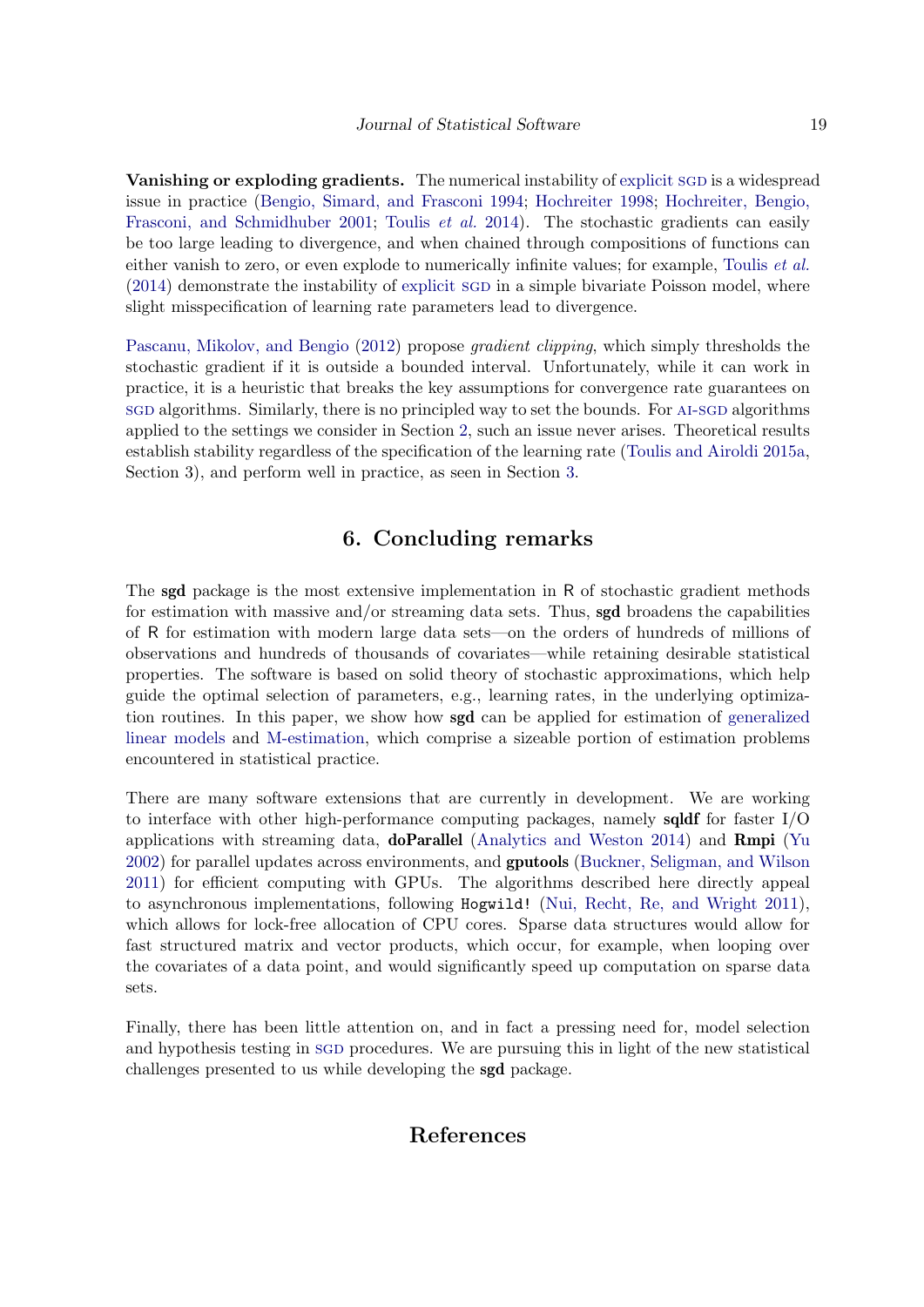**Vanishing or exploding gradients.** The numerical instability of explicit SGD is a widespread issue in practice (Bengio, Simard, and Frasconi 1994; Hochreiter 1998; Hochreiter, Bengio, Frasconi, and Schmidhuber 2001; Toulis *et al.* 2014). The stochastic gradients can easily be too large leading to divergence, and when chained through compositions of functions can either vanish to zero, or even explode to numerically infinite values; for example, Toulis *et al.* (2014) demonstrate the instability of explicit SGD in a simple bivariate Poisson model, where slight misspecification of learning rate parameters lead to divergence.

Pascanu, Mikolov, and Bengio (2012) propose *gradient clipping*, which simply thresholds the stochastic gradient if it is outside a bounded interval. Unfortunately, while it can work in practice, it is a heuristic that breaks the key assumptions for convergence rate guarantees on SGD algorithms. Similarly, there is no principled way to set the bounds. For AI-SGD algorithms applied to the settings we consider in Section 2, such an issue never arises. Theoretical results establish stability regardless of the specification of the learning rate (Toulis and Airoldi 2015a, Section 3), and perform well in practice, as seen in Section 3.

## 6. Concluding remarks

The **sgd** package is the most extensive implementation in R of stochastic gradient methods for estimation with massive and/or streaming data sets. Thus, **sgd** broadens the capabilities of R for estimation with modern large data sets—on the orders of hundreds of millions of observations and hundreds of thousands of covariates—while retaining desirable statistical properties. The software is based on solid theory of stochastic approximations, which help guide the optimal selection of parameters, e.g., learning rates, in the underlying optimization routines. In this paper, we show how **sgd** can be applied for estimation of generalized linear models and M-estimation, which comprise a sizeable portion of estimation problems encountered in statistical practice.

There are many software extensions that are currently in development. We are working to interface with other high-performance computing packages, namely **sqldf** for faster I/O applications with streaming data, **doParallel** (Analytics and Weston 2014) and **Rmpi** (Yu 2002) for parallel updates across environments, and **gputools** (Buckner, Seligman, and Wilson 2011) for efficient computing with GPUs. The algorithms described here directly appeal to asynchronous implementations, following `Hogwild!` (Nui, Recht, Re, and Wright 2011), which allows for lock-free allocation of CPU cores. Sparse data structures would allow for fast structured matrix and vector products, which occur, for example, when looping over the covariates of a data point, and would significantly speed up computation on sparse data sets.

Finally, there has been little attention on, and in fact a pressing need for, model selection and hypothesis testing in SGD procedures. We are pursuing this in light of the new statistical challenges presented to us while developing the **sgd** package.

## References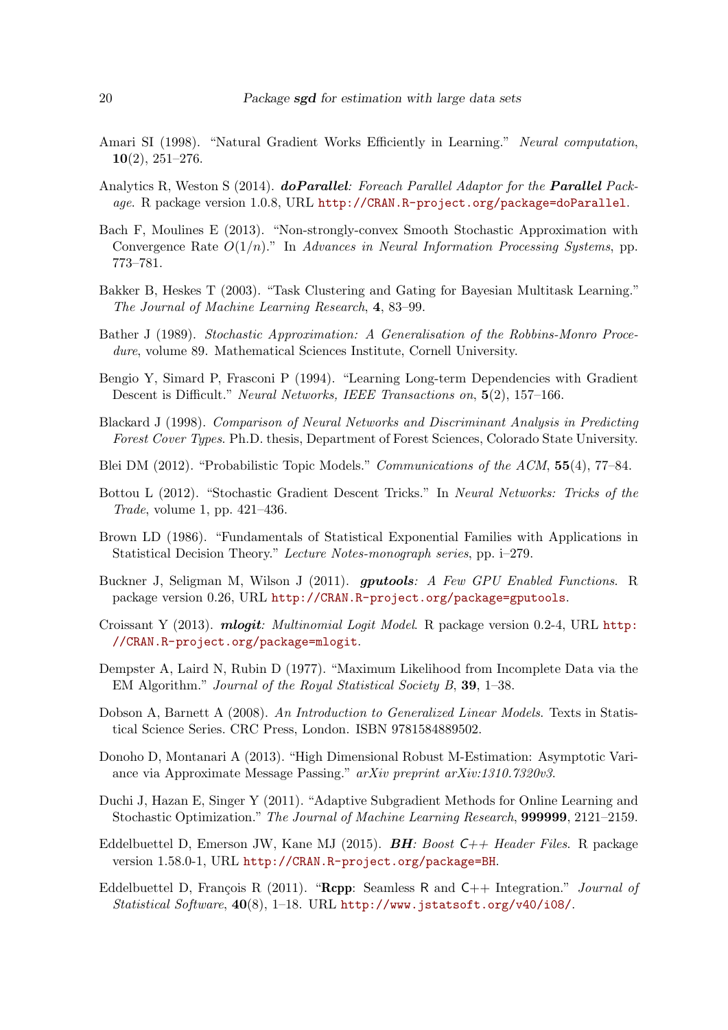Amari SI (1998). "Natural Gradient Works Efficiently in Learning." *Neural computation*, **10**(2), 251–276.

Analytics R, Weston S (2014). ***doParallel**: Foreach Parallel Adaptor for the **Parallel** Package*. R package version 1.0.8, URL http://CRAN.R-project.org/package=doParallel.

Bach F, Moulines E (2013). "Non-strongly-convex Smooth Stochastic Approximation with Convergence Rate $O(1/n)$." In *Advances in Neural Information Processing Systems*, pp. 773–781.

Bakker B, Heskes T (2003). "Task Clustering and Gating for Bayesian Multitask Learning." *The Journal of Machine Learning Research*, **4**, 83–99.

Bather J (1989). *Stochastic Approximation: A Generalisation of the Robbins-Monro Procedure*, volume 89. Mathematical Sciences Institute, Cornell University.

Bengio Y, Simard P, Frasconi P (1994). "Learning Long-term Dependencies with Gradient Descent is Difficult." *Neural Networks, IEEE Transactions on*, **5**(2), 157–166.

Blackard J (1998). *Comparison of Neural Networks and Discriminant Analysis in Predicting Forest Cover Types*. Ph.D. thesis, Department of Forest Sciences, Colorado State University.

Blei DM (2012). "Probabilistic Topic Models." *Communications of the ACM*, **55**(4), 77–84.

Bottou L (2012). "Stochastic Gradient Descent Tricks." In *Neural Networks: Tricks of the Trade*, volume 1, pp. 421–436.

Brown LD (1986). "Fundamentals of Statistical Exponential Families with Applications in Statistical Decision Theory." *Lecture Notes-monograph series*, pp. i–279.

Buckner J, Seligman M, Wilson J (2011). ***gputools**: A Few GPU Enabled Functions*. R package version 0.26, URL http://CRAN.R-project.org/package=gputools.

Croissant Y (2013). ***mlogit**: Multinomial Logit Model*. R package version 0.2-4, URL http://CRAN.R-project.org/package=mlogit.

Dempster A, Laird N, Rubin D (1977). "Maximum Likelihood from Incomplete Data via the EM Algorithm." *Journal of the Royal Statistical Society B*, **39**, 1–38.

Dobson A, Barnett A (2008). *An Introduction to Generalized Linear Models*. Texts in Statistical Science Series. CRC Press, London. ISBN 9781584889502.

Donoho D, Montanari A (2013). "High Dimensional Robust M-Estimation: Asymptotic Variance via Approximate Message Passing." *arXiv preprint arXiv:1310.7320v3*.

Duchi J, Hazan E, Singer Y (2011). "Adaptive Subgradient Methods for Online Learning and Stochastic Optimization." *The Journal of Machine Learning Research*, **999999**, 2121–2159.

Eddelbuettel D, Emerson JW, Kane MJ (2015). ***BH**: Boost C++ Header Files*. R package version 1.58.0-1, URL http://CRAN.R-project.org/package=BH.

Eddelbuettel D, François R (2011). "**Rcpp**: Seamless R and C++ Integration." *Journal of Statistical Software*, **40**(8), 1–18. URL http://www.jstatsoft.org/v40/i08/.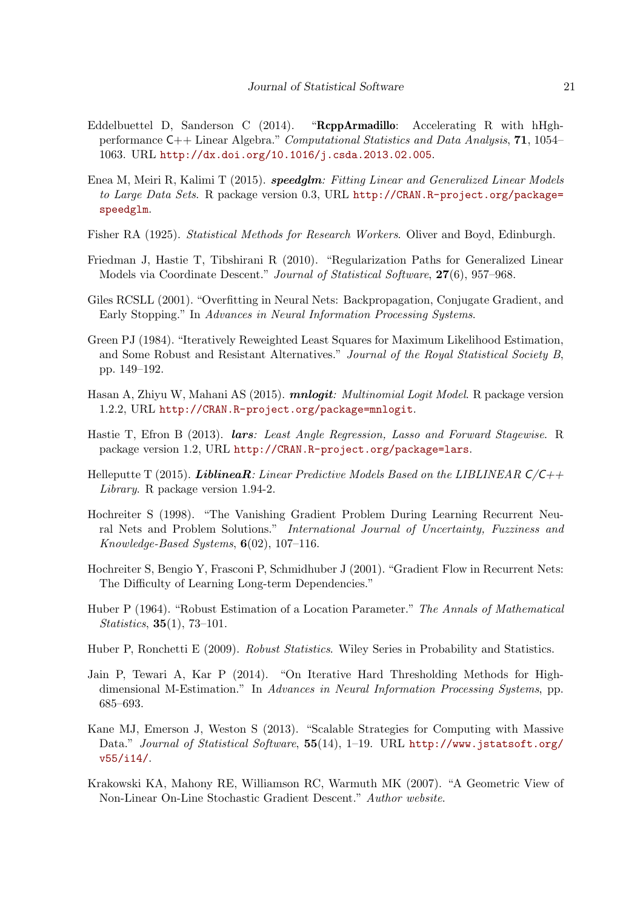Eddelbuettel D, Sanderson C (2014). "**RcppArmadillo**: Accelerating R with hHgh-performance C++ Linear Algebra." *Computational Statistics and Data Analysis*, **71**, 1054–1063. URL http://dx.doi.org/10.1016/j.csda.2013.02.005.

Enea M, Meiri R, Kalimi T (2015). ***speedglm**: Fitting Linear and Generalized Linear Models to Large Data Sets*. R package version 0.3, URL http://CRAN.R-project.org/package=speedglm.

Fisher RA (1925). *Statistical Methods for Research Workers*. Oliver and Boyd, Edinburgh.

Friedman J, Hastie T, Tibshirani R (2010). "Regularization Paths for Generalized Linear Models via Coordinate Descent." *Journal of Statistical Software*, **27**(6), 957–968.

Giles RCSLL (2001). "Overfitting in Neural Nets: Backpropagation, Conjugate Gradient, and Early Stopping." In *Advances in Neural Information Processing Systems*.

Green PJ (1984). "Iteratively Reweighted Least Squares for Maximum Likelihood Estimation, and Some Robust and Resistant Alternatives." *Journal of the Royal Statistical Society B*, pp. 149–192.

Hasan A, Zhiyu W, Mahani AS (2015). ***mnlogit**: Multinomial Logit Model*. R package version 1.2.2, URL http://CRAN.R-project.org/package=mnlogit.

Hastie T, Efron B (2013). ***lars**: Least Angle Regression, Lasso and Forward Stagewise*. R package version 1.2, URL http://CRAN.R-project.org/package=lars.

Helleputte T (2015). ***LiblineaR**: Linear Predictive Models Based on the LIBLINEAR C/C++ Library*. R package version 1.94-2.

Hochreiter S (1998). "The Vanishing Gradient Problem During Learning Recurrent Neural Nets and Problem Solutions." *International Journal of Uncertainty, Fuzziness and Knowledge-Based Systems*, **6**(02), 107–116.

Hochreiter S, Bengio Y, Frasconi P, Schmidhuber J (2001). "Gradient Flow in Recurrent Nets: The Difficulty of Learning Long-term Dependencies."

Huber P (1964). "Robust Estimation of a Location Parameter." *The Annals of Mathematical Statistics*, **35**(1), 73–101.

Huber P, Ronchetti E (2009). *Robust Statistics*. Wiley Series in Probability and Statistics.

Jain P, Tewari A, Kar P (2014). "On Iterative Hard Thresholding Methods for High-dimensional M-Estimation." In *Advances in Neural Information Processing Systems*, pp. 685–693.

Kane MJ, Emerson J, Weston S (2013). "Scalable Strategies for Computing with Massive Data." *Journal of Statistical Software*, **55**(14), 1–19. URL http://www.jstatsoft.org/v55/i14/.

Krakowski KA, Mahony RE, Williamson RC, Warmuth MK (2007). "A Geometric View of Non-Linear On-Line Stochastic Gradient Descent." *Author website*.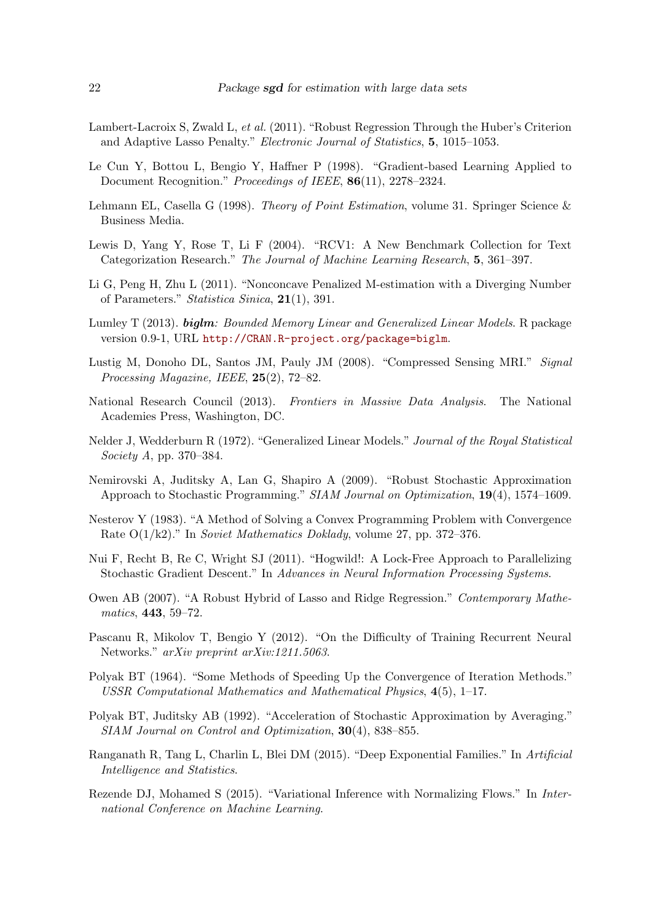Lambert-Lacroix S, Zwald L, *et al.* (2011). "Robust Regression Through the Huber's Criterion and Adaptive Lasso Penalty." *Electronic Journal of Statistics*, **5**, 1015–1053.

Le Cun Y, Bottou L, Bengio Y, Haffner P (1998). "Gradient-based Learning Applied to Document Recognition." *Proceedings of IEEE*, **86**(11), 2278–2324.

Lehmann EL, Casella G (1998). *Theory of Point Estimation*, volume 31. Springer Science & Business Media.

Lewis D, Yang Y, Rose T, Li F (2004). "RCV1: A New Benchmark Collection for Text Categorization Research." *The Journal of Machine Learning Research*, **5**, 361–397.

Li G, Peng H, Zhu L (2011). "Nonconcave Penalized M-estimation with a Diverging Number of Parameters." *Statistica Sinica*, **21**(1), 391.

Lumley T (2013). ***biglm**: Bounded Memory Linear and Generalized Linear Models*. R package version 0.9-1, URL http://CRAN.R-project.org/package=biglm.

Lustig M, Donoho DL, Santos JM, Pauly JM (2008). "Compressed Sensing MRI." *Signal Processing Magazine, IEEE*, **25**(2), 72–82.

National Research Council (2013). *Frontiers in Massive Data Analysis*. The National Academies Press, Washington, DC.

Nelder J, Wedderburn R (1972). "Generalized Linear Models." *Journal of the Royal Statistical Society A*, pp. 370–384.

Nemirovski A, Juditsky A, Lan G, Shapiro A (2009). "Robust Stochastic Approximation Approach to Stochastic Programming." *SIAM Journal on Optimization*, **19**(4), 1574–1609.

Nesterov Y (1983). "A Method of Solving a Convex Programming Problem with Convergence Rate O(1/k2)." In *Soviet Mathematics Doklady*, volume 27, pp. 372–376.

Nui F, Recht B, Re C, Wright SJ (2011). "Hogwild!: A Lock-Free Approach to Parallelizing Stochastic Gradient Descent." In *Advances in Neural Information Processing Systems*.

Owen AB (2007). "A Robust Hybrid of Lasso and Ridge Regression." *Contemporary Mathematics*, **443**, 59–72.

Pascanu R, Mikolov T, Bengio Y (2012). "On the Difficulty of Training Recurrent Neural Networks." *arXiv preprint arXiv:1211.5063*.

Polyak BT (1964). "Some Methods of Speeding Up the Convergence of Iteration Methods." *USSR Computational Mathematics and Mathematical Physics*, **4**(5), 1–17.

Polyak BT, Juditsky AB (1992). "Acceleration of Stochastic Approximation by Averaging." *SIAM Journal on Control and Optimization*, **30**(4), 838–855.

Ranganath R, Tang L, Charlin L, Blei DM (2015). "Deep Exponential Families." In *Artificial Intelligence and Statistics*.

Rezende DJ, Mohamed S (2015). "Variational Inference with Normalizing Flows." In *International Conference on Machine Learning*.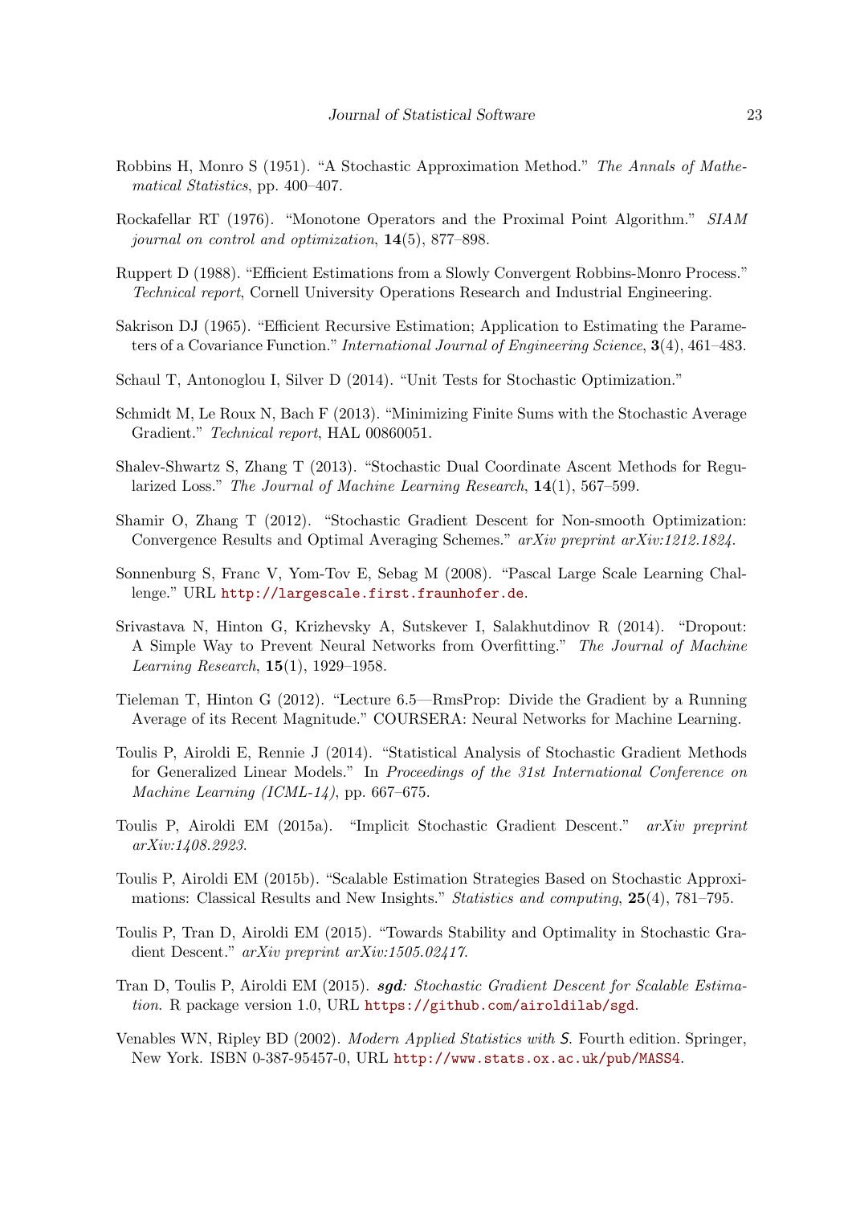Robbins H, Monro S (1951). "A Stochastic Approximation Method." *The Annals of Mathematical Statistics*, pp. 400–407.

Rockafellar RT (1976). "Monotone Operators and the Proximal Point Algorithm." *SIAM journal on control and optimization*, **14**(5), 877–898.

Ruppert D (1988). "Efficient Estimations from a Slowly Convergent Robbins-Monro Process." *Technical report*, Cornell University Operations Research and Industrial Engineering.

Sakrison DJ (1965). "Efficient Recursive Estimation; Application to Estimating the Parameters of a Covariance Function." *International Journal of Engineering Science*, **3**(4), 461–483.

Schaul T, Antonoglou I, Silver D (2014). "Unit Tests for Stochastic Optimization."

Schmidt M, Le Roux N, Bach F (2013). "Minimizing Finite Sums with the Stochastic Average Gradient." *Technical report*, HAL 00860051.

Shalev-Shwartz S, Zhang T (2013). "Stochastic Dual Coordinate Ascent Methods for Regularized Loss." *The Journal of Machine Learning Research*, **14**(1), 567–599.

Shamir O, Zhang T (2012). "Stochastic Gradient Descent for Non-smooth Optimization: Convergence Results and Optimal Averaging Schemes." *arXiv preprint arXiv:1212.1824*.

Sonnenburg S, Franc V, Yom-Tov E, Sebag M (2008). "Pascal Large Scale Learning Challenge." URL http://largescale.first.fraunhofer.de.

Srivastava N, Hinton G, Krizhevsky A, Sutskever I, Salakhutdinov R (2014). "Dropout: A Simple Way to Prevent Neural Networks from Overfitting." *The Journal of Machine Learning Research*, **15**(1), 1929–1958.

Tieleman T, Hinton G (2012). "Lecture 6.5—RmsProp: Divide the Gradient by a Running Average of its Recent Magnitude." COURSERA: Neural Networks for Machine Learning.

Toulis P, Airoldi E, Rennie J (2014). "Statistical Analysis of Stochastic Gradient Methods for Generalized Linear Models." In *Proceedings of the 31st International Conference on Machine Learning (ICML-14)*, pp. 667–675.

Toulis P, Airoldi EM (2015a). "Implicit Stochastic Gradient Descent." *arXiv preprint arXiv:1408.2923*.

Toulis P, Airoldi EM (2015b). "Scalable Estimation Strategies Based on Stochastic Approximations: Classical Results and New Insights." *Statistics and computing*, **25**(4), 781–795.

Toulis P, Tran D, Airoldi EM (2015). "Towards Stability and Optimality in Stochastic Gradient Descent." *arXiv preprint arXiv:1505.02417*.

Tran D, Toulis P, Airoldi EM (2015). ***sgd**: Stochastic Gradient Descent for Scalable Estimation*. R package version 1.0, URL https://github.com/airoldilab/sgd.

Venables WN, Ripley BD (2002). *Modern Applied Statistics with S*. Fourth edition. Springer, New York. ISBN 0-387-95457-0, URL http://www.stats.ox.ac.uk/pub/MASS4.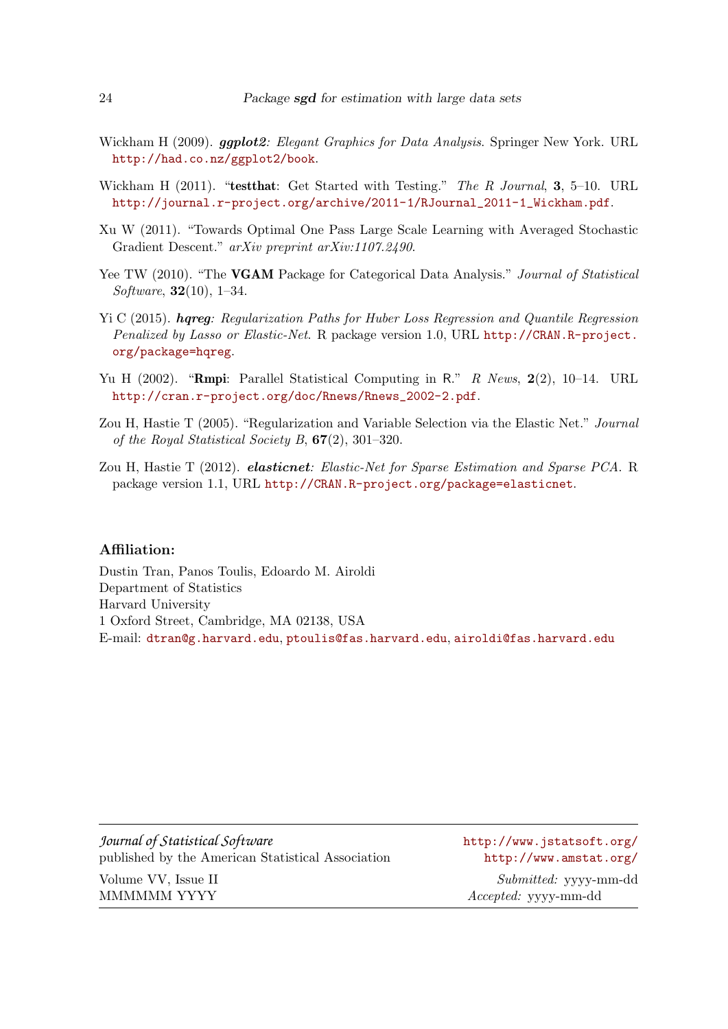Wickham H (2009). ***ggplot2**: Elegant Graphics for Data Analysis*. Springer New York. URL http://had.co.nz/ggplot2/book.

Wickham H (2011). "**testthat**: Get Started with Testing." *The R Journal*, **3**, 5–10. URL http://journal.r-project.org/archive/2011-1/RJournal_2011-1_Wickham.pdf.

Xu W (2011). "Towards Optimal One Pass Large Scale Learning with Averaged Stochastic Gradient Descent." *arXiv preprint arXiv:1107.2490*.

Yee TW (2010). "The **VGAM** Package for Categorical Data Analysis." *Journal of Statistical Software*, **32**(10), 1–34.

Yi C (2015). ***hqreg**: Regularization Paths for Huber Loss Regression and Quantile Regression Penalized by Lasso or Elastic-Net*. R package version 1.0, URL http://CRAN.R-project.org/package=hqreg.

Yu H (2002). "**Rmpi**: Parallel Statistical Computing in R." *R News*, **2**(2), 10–14. URL http://cran.r-project.org/doc/Rnews/Rnews_2002-2.pdf.

Zou H, Hastie T (2005). "Regularization and Variable Selection via the Elastic Net." *Journal of the Royal Statistical Society B*, **67**(2), 301–320.

Zou H, Hastie T (2012). ***elasticnet**: Elastic-Net for Sparse Estimation and Sparse PCA*. R package version 1.1, URL http://CRAN.R-project.org/package=elasticnet.

**Affiliation:**

Dustin Tran, Panos Toulis, Edoardo M. Airoldi
Department of Statistics
Harvard University
1 Oxford Street, Cambridge, MA 02138, USA
E-mail: dtran@g.harvard.edu, ptoulis@fas.harvard.edu, airoldi@fas.harvard.edu